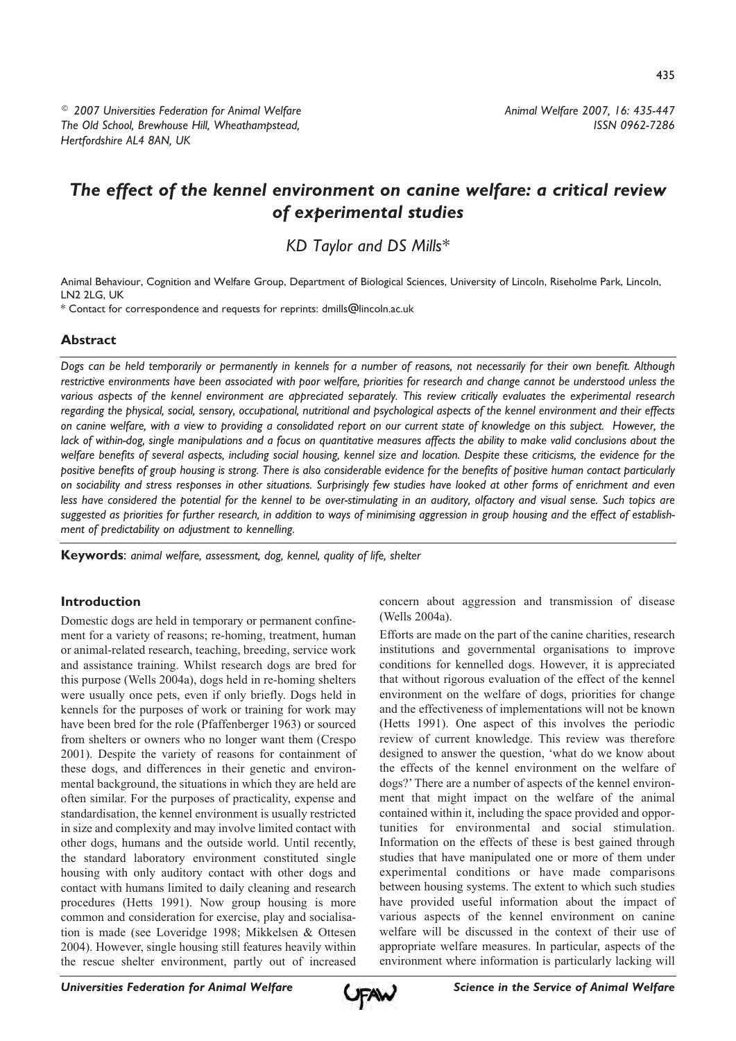© 2007 Universities Federation for Animal Welfare
The Old School, Brewhouse Hill, Wheathampstead, Hertfordshire AL4 8AN, UK

Animal Welfare 2007, 16: 435-447
ISSN 0962-7286

# The effect of the kennel environment on canine welfare: a critical review of experimental studies

KD Taylor and DS Mills*

Animal Behaviour, Cognition and Welfare Group, Department of Biological Sciences, University of Lincoln, Riseholme Park, Lincoln, LN2 2LG, UK

* Contact for correspondence and requests for reprints: dmills@lincoln.ac.uk

## Abstract

*Dogs can be held temporarily or permanently in kennels for a number of reasons, not necessarily for their own benefit. Although restrictive environments have been associated with poor welfare, priorities for research and change cannot be understood unless the various aspects of the kennel environment are appreciated separately. This review critically evaluates the experimental research regarding the physical, social, sensory, occupational, nutritional and psychological aspects of the kennel environment and their effects on canine welfare, with a view to providing a consolidated report on our current state of knowledge on this subject. However, the lack of within-dog, single manipulations and a focus on quantitative measures affects the ability to make valid conclusions about the welfare benefits of several aspects, including social housing, kennel size and location. Despite these criticisms, the evidence for the positive benefits of group housing is strong. There is also considerable evidence for the benefits of positive human contact particularly on sociability and stress responses in other situations. Surprisingly few studies have looked at other forms of enrichment and even less have considered the potential for the kennel to be over-stimulating in an auditory, olfactory and visual sense. Such topics are suggested as priorities for further research, in addition to ways of minimising aggression in group housing and the effect of establishment of predictability on adjustment to kennelling.*

**Keywords**: *animal welfare, assessment, dog, kennel, quality of life, shelter*

## Introduction

Domestic dogs are held in temporary or permanent confinement for a variety of reasons; re-homing, treatment, human or animal-related research, teaching, breeding, service work and assistance training. Whilst research dogs are bred for this purpose (Wells 2004a), dogs held in re-homing shelters were usually once pets, even if only briefly. Dogs held in kennels for the purposes of work or training for work may have been bred for the role (Pfaffenberger 1963) or sourced from shelters or owners who no longer want them (Crespo 2001). Despite the variety of reasons for containment of these dogs, and differences in their genetic and environmental background, the situations in which they are held are often similar. For the purposes of practicality, expense and standardisation, the kennel environment is usually restricted in size and complexity and may involve limited contact with other dogs, humans and the outside world. Until recently, the standard laboratory environment constituted single housing with only auditory contact with other dogs and contact with humans limited to daily cleaning and research procedures (Hetts 1991). Now group housing is more common and consideration for exercise, play and socialisation is made (see Loveridge 1998; Mikkelsen & Ottesen 2004). However, single housing still features heavily within the rescue shelter environment, partly out of increased concern about aggression and transmission of disease (Wells 2004a).

Efforts are made on the part of the canine charities, research institutions and governmental organisations to improve conditions for kennelled dogs. However, it is appreciated that without rigorous evaluation of the effect of the kennel environment on the welfare of dogs, priorities for change and the effectiveness of implementations will not be known (Hetts 1991). One aspect of this involves the periodic review of current knowledge. This review was therefore designed to answer the question, 'what do we know about the effects of the kennel environment on the welfare of dogs?' There are a number of aspects of the kennel environment that might impact on the welfare of the animal contained within it, including the space provided and opportunities for environmental and social stimulation. Information on the effects of these is best gained through studies that have manipulated one or more of them under experimental conditions or have made comparisons between housing systems. The extent to which such studies have provided useful information about the impact of various aspects of the kennel environment on canine welfare will be discussed in the context of their use of appropriate welfare measures. In particular, aspects of the environment where information is particularly lacking will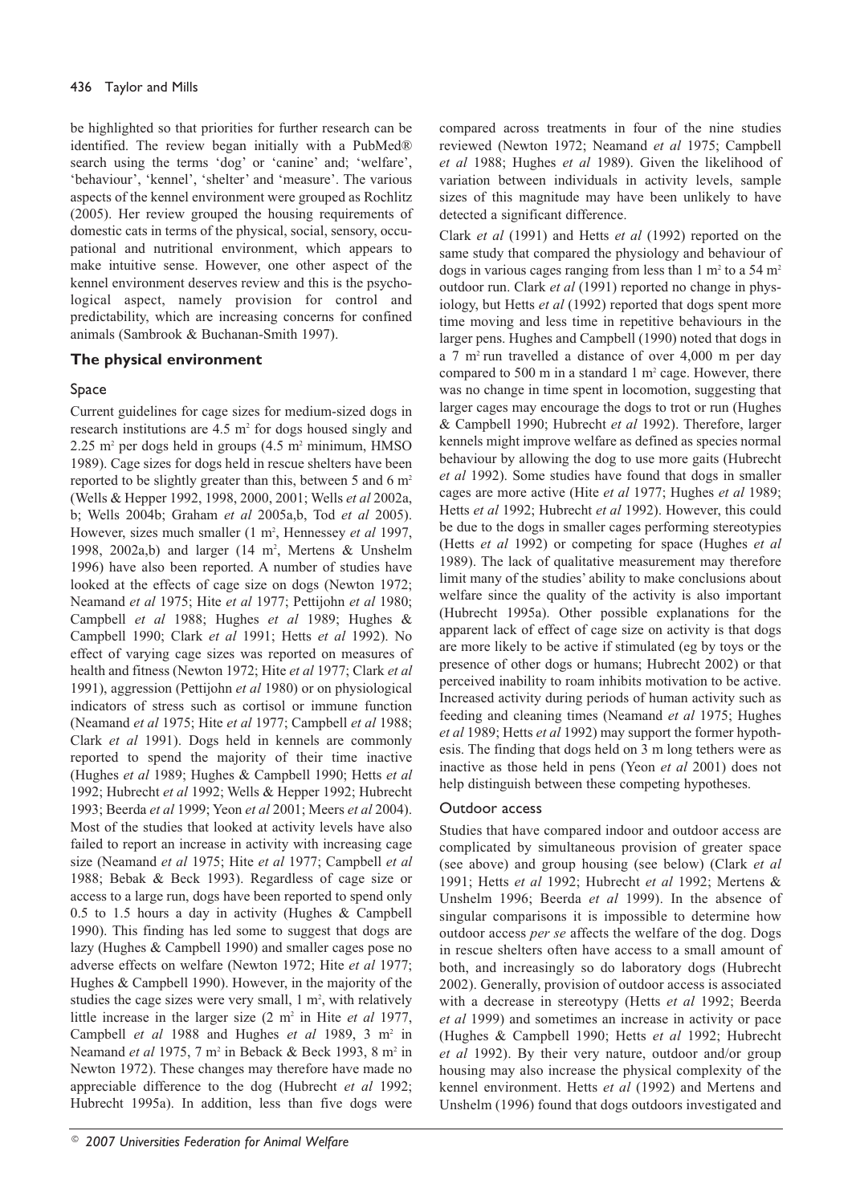be highlighted so that priorities for further research can be identified. The review began initially with a PubMed® search using the terms 'dog' or 'canine' and; 'welfare', 'behaviour', 'kennel', 'shelter' and 'measure'. The various aspects of the kennel environment were grouped as Rochlitz (2005). Her review grouped the housing requirements of domestic cats in terms of the physical, social, sensory, occupational and nutritional environment, which appears to make intuitive sense. However, one other aspect of the kennel environment deserves review and this is the psychological aspect, namely provision for control and predictability, which are increasing concerns for confined animals (Sambrook & Buchanan-Smith 1997).

## The physical environment

### Space

Current guidelines for cage sizes for medium-sized dogs in research institutions are 4.5 $m^2$ for dogs housed singly and 2.25 $m^2$ per dogs held in groups (4.5 $m^2$ minimum, HMSO 1989). Cage sizes for dogs held in rescue shelters have been reported to be slightly greater than this, between 5 and 6 $m^2$ (Wells & Hepper 1992, 1998, 2000, 2001; Wells *et al* 2002a, b; Wells 2004b; Graham *et al* 2005a,b, Tod *et al* 2005). However, sizes much smaller (1 $m^2$, Hennessey *et al* 1997, 1998, 2002a,b) and larger (14 $m^2$, Mertens & Unshelm 1996) have also been reported. A number of studies have looked at the effects of cage size on dogs (Newton 1972; Neamand *et al* 1975; Hite *et al* 1977; Pettijohn *et al* 1980; Campbell *et al* 1988; Hughes *et al* 1989; Hughes & Campbell 1990; Clark *et al* 1991; Hetts *et al* 1992). No effect of varying cage sizes was reported on measures of health and fitness (Newton 1972; Hite *et al* 1977; Clark *et al* 1991), aggression (Pettijohn *et al* 1980) or on physiological indicators of stress such as cortisol or immune function (Neamand *et al* 1975; Hite *et al* 1977; Campbell *et al* 1988; Clark *et al* 1991). Dogs held in kennels are commonly reported to spend the majority of their time inactive (Hughes *et al* 1989; Hughes & Campbell 1990; Hetts *et al* 1992; Hubrecht *et al* 1992; Wells & Hepper 1992; Hubrecht 1993; Beerda *et al* 1999; Yeon *et al* 2001; Meers *et al* 2004). Most of the studies that looked at activity levels have also failed to report an increase in activity with increasing cage size (Neamand *et al* 1975; Hite *et al* 1977; Campbell *et al* 1988; Bebak & Beck 1993). Regardless of cage size or access to a large run, dogs have been reported to spend only 0.5 to 1.5 hours a day in activity (Hughes & Campbell 1990). This finding has led some to suggest that dogs are lazy (Hughes & Campbell 1990) and smaller cages pose no adverse effects on welfare (Newton 1972; Hite *et al* 1977; Hughes & Campbell 1990). However, in the majority of the studies the cage sizes were very small, 1 $m^2$, with relatively little increase in the larger size (2 $m^2$ in Hite *et al* 1977, Campbell *et al* 1988 and Hughes *et al* 1989, 3 $m^2$ in Neamand *et al* 1975, 7 $m^2$ in Beback & Beck 1993, 8 $m^2$ in Newton 1972). These changes may therefore have made no appreciable difference to the dog (Hubrecht *et al* 1992; Hubrecht 1995a). In addition, less than five dogs were compared across treatments in four of the nine studies reviewed (Newton 1972; Neamand *et al* 1975; Campbell *et al* 1988; Hughes *et al* 1989). Given the likelihood of variation between individuals in activity levels, sample sizes of this magnitude may have been unlikely to have detected a significant difference.

Clark *et al* (1991) and Hetts *et al* (1992) reported on the same study that compared the physiology and behaviour of dogs in various cages ranging from less than 1 $m^2$ to a 54 $m^2$ outdoor run. Clark *et al* (1991) reported no change in physiology, but Hetts *et al* (1992) reported that dogs spent more time moving and less time in repetitive behaviours in the larger pens. Hughes and Campbell (1990) noted that dogs in a 7 $m^2$ run travelled a distance of over 4,000 m per day compared to 500 m in a standard 1 $m^2$ cage. However, there was no change in time spent in locomotion, suggesting that larger cages may encourage the dogs to trot or run (Hughes & Campbell 1990; Hubrecht *et al* 1992). Therefore, larger kennels might improve welfare as defined as species normal behaviour by allowing the dog to use more gaits (Hubrecht *et al* 1992). Some studies have found that dogs in smaller cages are more active (Hite *et al* 1977; Hughes *et al* 1989; Hetts *et al* 1992; Hubrecht *et al* 1992). However, this could be due to the dogs in smaller cages performing stereotypies (Hetts *et al* 1992) or competing for space (Hughes *et al* 1989). The lack of qualitative measurement may therefore limit many of the studies' ability to make conclusions about welfare since the quality of the activity is also important (Hubrecht 1995a). Other possible explanations for the apparent lack of effect of cage size on activity is that dogs are more likely to be active if stimulated (eg by toys or the presence of other dogs or humans; Hubrecht 2002) or that perceived inability to roam inhibits motivation to be active. Increased activity during periods of human activity such as feeding and cleaning times (Neamand *et al* 1975; Hughes *et al* 1989; Hetts *et al* 1992) may support the former hypothesis. The finding that dogs held on 3 m long tethers were as inactive as those held in pens (Yeon *et al* 2001) does not help distinguish between these competing hypotheses.

### Outdoor access

Studies that have compared indoor and outdoor access are complicated by simultaneous provision of greater space (see above) and group housing (see below) (Clark *et al* 1991; Hetts *et al* 1992; Hubrecht *et al* 1992; Mertens & Unshelm 1996; Beerda *et al* 1999). In the absence of singular comparisons it is impossible to determine how outdoor access *per se* affects the welfare of the dog. Dogs in rescue shelters often have access to a small amount of both, and increasingly so do laboratory dogs (Hubrecht 2002). Generally, provision of outdoor access is associated with a decrease in stereotypy (Hetts *et al* 1992; Beerda *et al* 1999) and sometimes an increase in activity or pace (Hughes & Campbell 1990; Hetts *et al* 1992; Hubrecht *et al* 1992). By their very nature, outdoor and/or group housing may also increase the physical complexity of the kennel environment. Hetts *et al* (1992) and Mertens and Unshelm (1996) found that dogs outdoors investigated and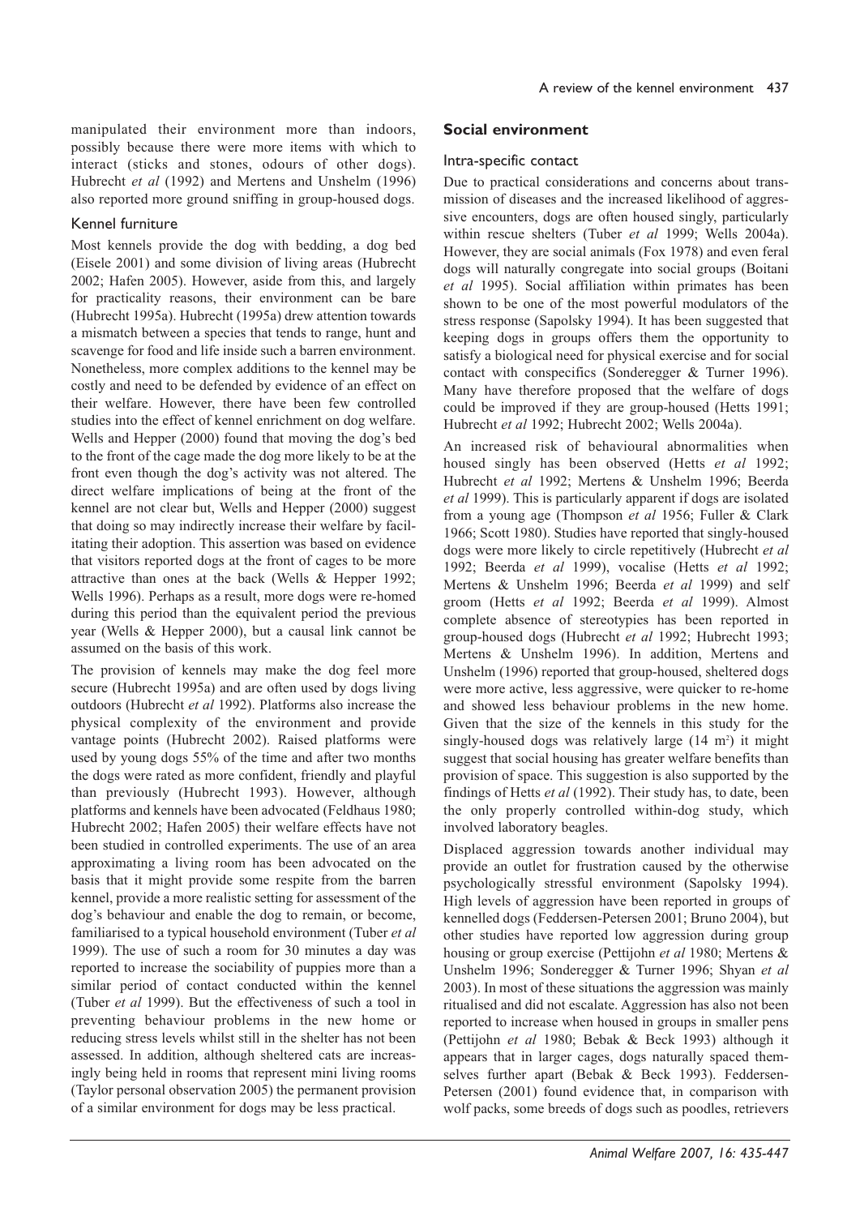manipulated their environment more than indoors, possibly because there were more items with which to interact (sticks and stones, odours of other dogs). Hubrecht *et al* (1992) and Mertens and Unshelm (1996) also reported more ground sniffing in group-housed dogs.

### Kennel furniture

Most kennels provide the dog with bedding, a dog bed (Eisele 2001) and some division of living areas (Hubrecht 2002; Hafen 2005). However, aside from this, and largely for practicality reasons, their environment can be bare (Hubrecht 1995a). Hubrecht (1995a) drew attention towards a mismatch between a species that tends to range, hunt and scavenge for food and life inside such a barren environment. Nonetheless, more complex additions to the kennel may be costly and need to be defended by evidence of an effect on their welfare. However, there have been few controlled studies into the effect of kennel enrichment on dog welfare. Wells and Hepper (2000) found that moving the dog's bed to the front of the cage made the dog more likely to be at the front even though the dog's activity was not altered. The direct welfare implications of being at the front of the kennel are not clear but, Wells and Hepper (2000) suggest that doing so may indirectly increase their welfare by facilitating their adoption. This assertion was based on evidence that visitors reported dogs at the front of cages to be more attractive than ones at the back (Wells & Hepper 1992; Wells 1996). Perhaps as a result, more dogs were re-homed during this period than the equivalent period the previous year (Wells & Hepper 2000), but a causal link cannot be assumed on the basis of this work.

The provision of kennels may make the dog feel more secure (Hubrecht 1995a) and are often used by dogs living outdoors (Hubrecht *et al* 1992). Platforms also increase the physical complexity of the environment and provide vantage points (Hubrecht 2002). Raised platforms were used by young dogs 55% of the time and after two months the dogs were rated as more confident, friendly and playful than previously (Hubrecht 1993). However, although platforms and kennels have been advocated (Feldhaus 1980; Hubrecht 2002; Hafen 2005) their welfare effects have not been studied in controlled experiments. The use of an area approximating a living room has been advocated on the basis that it might provide some respite from the barren kennel, provide a more realistic setting for assessment of the dog's behaviour and enable the dog to remain, or become, familiarised to a typical household environment (Tuber *et al* 1999). The use of such a room for 30 minutes a day was reported to increase the sociability of puppies more than a similar period of contact conducted within the kennel (Tuber *et al* 1999). But the effectiveness of such a tool in preventing behaviour problems in the new home or reducing stress levels whilst still in the shelter has not been assessed. In addition, although sheltered cats are increasingly being held in rooms that represent mini living rooms (Taylor personal observation 2005) the permanent provision of a similar environment for dogs may be less practical.

## Social environment

### Intra-specific contact

Due to practical considerations and concerns about transmission of diseases and the increased likelihood of aggressive encounters, dogs are often housed singly, particularly within rescue shelters (Tuber *et al* 1999; Wells 2004a). However, they are social animals (Fox 1978) and even feral dogs will naturally congregate into social groups (Boitani *et al* 1995). Social affiliation within primates has been shown to be one of the most powerful modulators of the stress response (Sapolsky 1994). It has been suggested that keeping dogs in groups offers them the opportunity to satisfy a biological need for physical exercise and for social contact with conspecifics (Sonderegger & Turner 1996). Many have therefore proposed that the welfare of dogs could be improved if they are group-housed (Hetts 1991; Hubrecht *et al* 1992; Hubrecht 2002; Wells 2004a).

An increased risk of behavioural abnormalities when housed singly has been observed (Hetts *et al* 1992; Hubrecht *et al* 1992; Mertens & Unshelm 1996; Beerda *et al* 1999). This is particularly apparent if dogs are isolated from a young age (Thompson *et al* 1956; Fuller & Clark 1966; Scott 1980). Studies have reported that singly-housed dogs were more likely to circle repetitively (Hubrecht *et al* 1992; Beerda *et al* 1999), vocalise (Hetts *et al* 1992; Mertens & Unshelm 1996; Beerda *et al* 1999) and self groom (Hetts *et al* 1992; Beerda *et al* 1999). Almost complete absence of stereotypies has been reported in group-housed dogs (Hubrecht *et al* 1992; Hubrecht 1993; Mertens & Unshelm 1996). In addition, Mertens and Unshelm (1996) reported that group-housed, sheltered dogs were more active, less aggressive, were quicker to re-home and showed less behaviour problems in the new home. Given that the size of the kennels in this study for the singly-housed dogs was relatively large (14 $m^2$) it might suggest that social housing has greater welfare benefits than provision of space. This suggestion is also supported by the findings of Hetts *et al* (1992). Their study has, to date, been the only properly controlled within-dog study, which involved laboratory beagles.

Displaced aggression towards another individual may provide an outlet for frustration caused by the otherwise psychologically stressful environment (Sapolsky 1994). High levels of aggression have been reported in groups of kennelled dogs (Feddersen-Petersen 2001; Bruno 2004), but other studies have reported low aggression during group housing or group exercise (Pettijohn *et al* 1980; Mertens & Unshelm 1996; Sonderegger & Turner 1996; Shyan *et al* 2003). In most of these situations the aggression was mainly ritualised and did not escalate. Aggression has also not been reported to increase when housed in groups in smaller pens (Pettijohn *et al* 1980; Bebak & Beck 1993) although it appears that in larger cages, dogs naturally spaced themselves further apart (Bebak & Beck 1993). Feddersen-Petersen (2001) found evidence that, in comparison with wolf packs, some breeds of dogs such as poodles, retrievers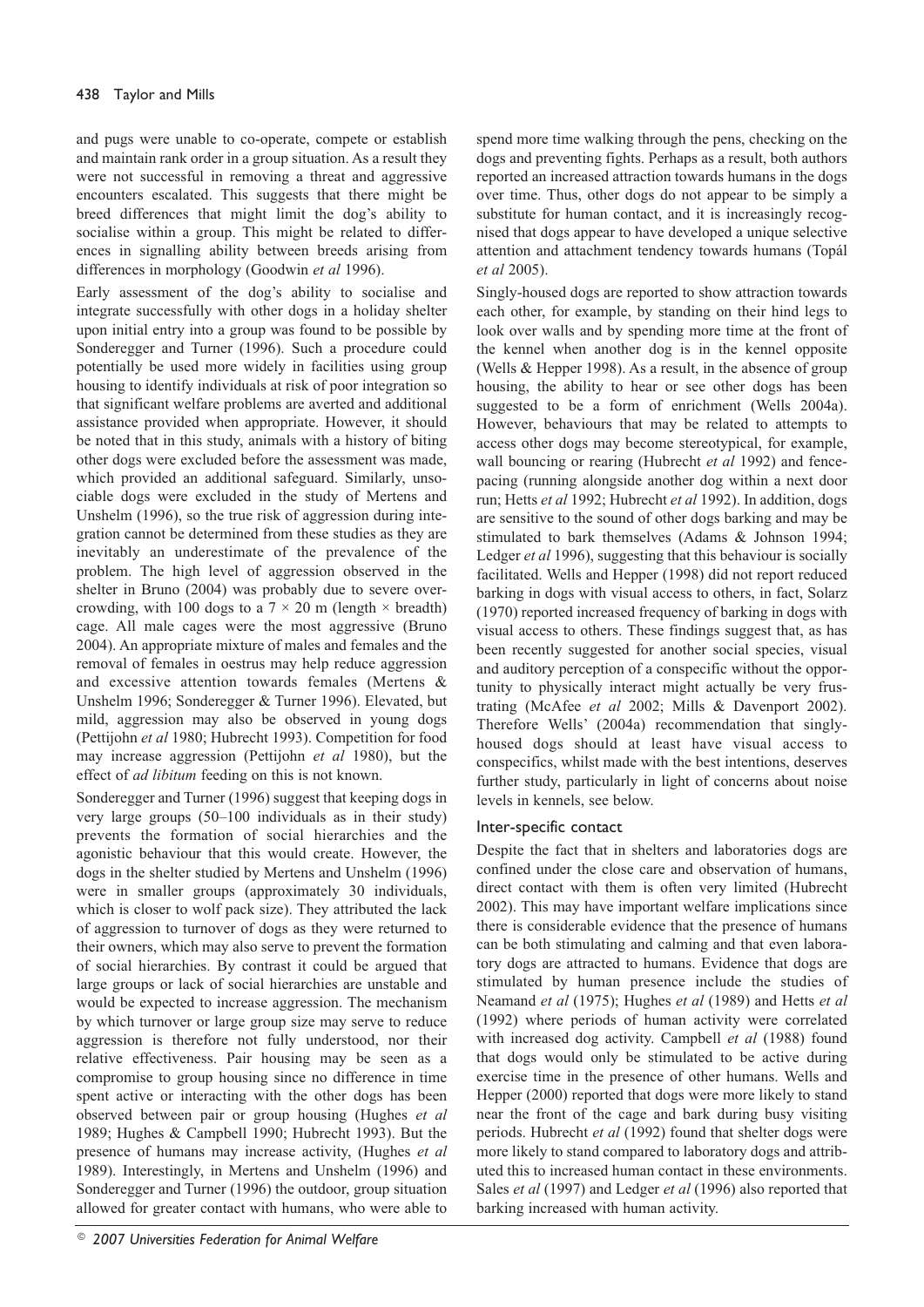and pugs were unable to co-operate, compete or establish and maintain rank order in a group situation. As a result they were not successful in removing a threat and aggressive encounters escalated. This suggests that there might be breed differences that might limit the dog's ability to socialise within a group. This might be related to differences in signalling ability between breeds arising from differences in morphology (Goodwin *et al* 1996).

Early assessment of the dog's ability to socialise and integrate successfully with other dogs in a holiday shelter upon initial entry into a group was found to be possible by Sonderegger and Turner (1996). Such a procedure could potentially be used more widely in facilities using group housing to identify individuals at risk of poor integration so that significant welfare problems are averted and additional assistance provided when appropriate. However, it should be noted that in this study, animals with a history of biting other dogs were excluded before the assessment was made, which provided an additional safeguard. Similarly, unsociable dogs were excluded in the study of Mertens and Unshelm (1996), so the true risk of aggression during integration cannot be determined from these studies as they are inevitably an underestimate of the prevalence of the problem. The high level of aggression observed in the shelter in Bruno (2004) was probably due to severe overcrowding, with 100 dogs to a $7 \times 20$ m (length × breadth) cage. All male cages were the most aggressive (Bruno 2004). An appropriate mixture of males and females and the removal of females in oestrus may help reduce aggression and excessive attention towards females (Mertens & Unshelm 1996; Sonderegger & Turner 1996). Elevated, but mild, aggression may also be observed in young dogs (Pettijohn *et al* 1980; Hubrecht 1993). Competition for food may increase aggression (Pettijohn *et al* 1980), but the effect of *ad libitum* feeding on this is not known.

Sonderegger and Turner (1996) suggest that keeping dogs in very large groups (50–100 individuals as in their study) prevents the formation of social hierarchies and the agonistic behaviour that this would create. However, the dogs in the shelter studied by Mertens and Unshelm (1996) were in smaller groups (approximately 30 individuals, which is closer to wolf pack size). They attributed the lack of aggression to turnover of dogs as they were returned to their owners, which may also serve to prevent the formation of social hierarchies. By contrast it could be argued that large groups or lack of social hierarchies are unstable and would be expected to increase aggression. The mechanism by which turnover or large group size may serve to reduce aggression is therefore not fully understood, nor their relative effectiveness. Pair housing may be seen as a compromise to group housing since no difference in time spent active or interacting with the other dogs has been observed between pair or group housing (Hughes *et al* 1989; Hughes & Campbell 1990; Hubrecht 1993). But the presence of humans may increase activity, (Hughes *et al* 1989). Interestingly, in Mertens and Unshelm (1996) and Sonderegger and Turner (1996) the outdoor, group situation allowed for greater contact with humans, who were able to spend more time walking through the pens, checking on the dogs and preventing fights. Perhaps as a result, both authors reported an increased attraction towards humans in the dogs over time. Thus, other dogs do not appear to be simply a substitute for human contact, and it is increasingly recognised that dogs appear to have developed a unique selective attention and attachment tendency towards humans (Topál *et al* 2005).

Singly-housed dogs are reported to show attraction towards each other, for example, by standing on their hind legs to look over walls and by spending more time at the front of the kennel when another dog is in the kennel opposite (Wells & Hepper 1998). As a result, in the absence of group housing, the ability to hear or see other dogs has been suggested to be a form of enrichment (Wells 2004a). However, behaviours that may be related to attempts to access other dogs may become stereotypical, for example, wall bouncing or rearing (Hubrecht *et al* 1992) and fence-pacing (running alongside another dog within a next door run; Hetts *et al* 1992; Hubrecht *et al* 1992). In addition, dogs are sensitive to the sound of other dogs barking and may be stimulated to bark themselves (Adams & Johnson 1994; Ledger *et al* 1996), suggesting that this behaviour is socially facilitated. Wells and Hepper (1998) did not report reduced barking in dogs with visual access to others, in fact, Solarz (1970) reported increased frequency of barking in dogs with visual access to others. These findings suggest that, as has been recently suggested for another social species, visual and auditory perception of a conspecific without the opportunity to physically interact might actually be very frustrating (McAfee *et al* 2002; Mills & Davenport 2002). Therefore Wells' (2004a) recommendation that singly-housed dogs should at least have visual access to conspecifics, whilst made with the best intentions, deserves further study, particularly in light of concerns about noise levels in kennels, see below.

### Inter-specific contact

Despite the fact that in shelters and laboratories dogs are confined under the close care and observation of humans, direct contact with them is often very limited (Hubrecht 2002). This may have important welfare implications since there is considerable evidence that the presence of humans can be both stimulating and calming and that even laboratory dogs are attracted to humans. Evidence that dogs are stimulated by human presence include the studies of Neamand *et al* (1975); Hughes *et al* (1989) and Hetts *et al* (1992) where periods of human activity were correlated with increased dog activity. Campbell *et al* (1988) found that dogs would only be stimulated to be active during exercise time in the presence of other humans. Wells and Hepper (2000) reported that dogs were more likely to stand near the front of the cage and bark during busy visiting periods. Hubrecht *et al* (1992) found that shelter dogs were more likely to stand compared to laboratory dogs and attributed this to increased human contact in these environments. Sales *et al* (1997) and Ledger *et al* (1996) also reported that barking increased with human activity.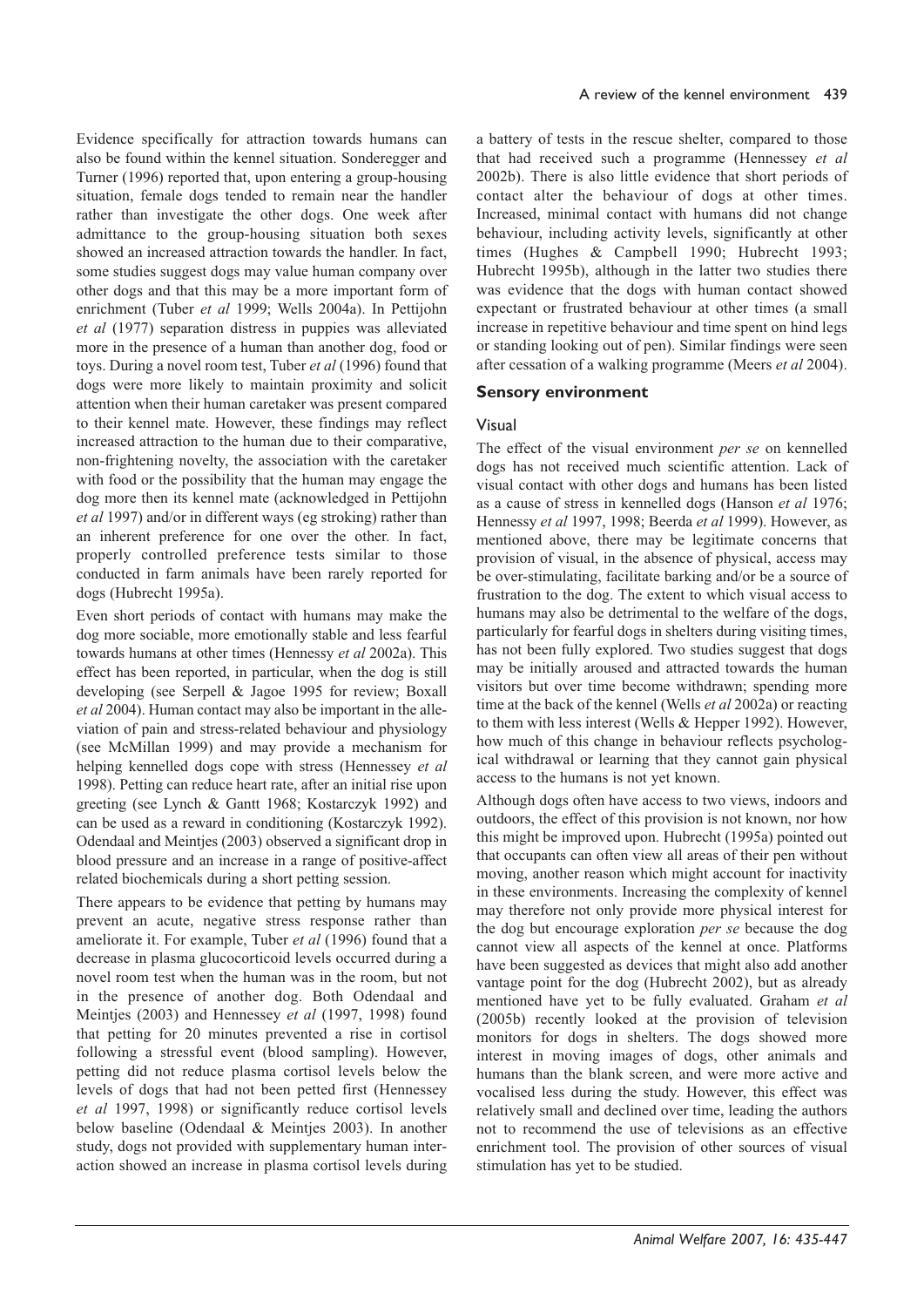Evidence specifically for attraction towards humans can also be found within the kennel situation. Sonderegger and Turner (1996) reported that, upon entering a group-housing situation, female dogs tended to remain near the handler rather than investigate the other dogs. One week after admittance to the group-housing situation both sexes showed an increased attraction towards the handler. In fact, some studies suggest dogs may value human company over other dogs and that this may be a more important form of enrichment (Tuber *et al* 1999; Wells 2004a). In Pettijohn *et al* (1977) separation distress in puppies was alleviated more in the presence of a human than another dog, food or toys. During a novel room test, Tuber *et al* (1996) found that dogs were more likely to maintain proximity and solicit attention when their human caretaker was present compared to their kennel mate. However, these findings may reflect increased attraction to the human due to their comparative, non-frightening novelty, the association with the caretaker with food or the possibility that the human may engage the dog more then its kennel mate (acknowledged in Pettijohn *et al* 1997) and/or in different ways (eg stroking) rather than an inherent preference for one over the other. In fact, properly controlled preference tests similar to those conducted in farm animals have been rarely reported for dogs (Hubrecht 1995a).

Even short periods of contact with humans may make the dog more sociable, more emotionally stable and less fearful towards humans at other times (Hennessy *et al* 2002a). This effect has been reported, in particular, when the dog is still developing (see Serpell & Jagoe 1995 for review; Boxall *et al* 2004). Human contact may also be important in the alleviation of pain and stress-related behaviour and physiology (see McMillan 1999) and may provide a mechanism for helping kennelled dogs cope with stress (Hennessey *et al* 1998). Petting can reduce heart rate, after an initial rise upon greeting (see Lynch & Gantt 1968; Kostarczyk 1992) and can be used as a reward in conditioning (Kostarczyk 1992). Odendaal and Meintjes (2003) observed a significant drop in blood pressure and an increase in a range of positive-affect related biochemicals during a short petting session.

There appears to be evidence that petting by humans may prevent an acute, negative stress response rather than ameliorate it. For example, Tuber *et al* (1996) found that a decrease in plasma glucocorticoid levels occurred during a novel room test when the human was in the room, but not in the presence of another dog. Both Odendaal and Meintjes (2003) and Hennessey *et al* (1997, 1998) found that petting for 20 minutes prevented a rise in cortisol following a stressful event (blood sampling). However, petting did not reduce plasma cortisol levels below the levels of dogs that had not been petted first (Hennessey *et al* 1997, 1998) or significantly reduce cortisol levels below baseline (Odendaal & Meintjes 2003). In another study, dogs not provided with supplementary human interaction showed an increase in plasma cortisol levels during a battery of tests in the rescue shelter, compared to those that had received such a programme (Hennessey *et al* 2002b). There is also little evidence that short periods of contact alter the behaviour of dogs at other times. Increased, minimal contact with humans did not change behaviour, including activity levels, significantly at other times (Hughes & Campbell 1990; Hubrecht 1993; Hubrecht 1995b), although in the latter two studies there was evidence that the dogs with human contact showed expectant or frustrated behaviour at other times (a small increase in repetitive behaviour and time spent on hind legs or standing looking out of pen). Similar findings were seen after cessation of a walking programme (Meers *et al* 2004).

## Sensory environment

### Visual

The effect of the visual environment *per se* on kennelled dogs has not received much scientific attention. Lack of visual contact with other dogs and humans has been listed as a cause of stress in kennelled dogs (Hanson *et al* 1976; Hennessy *et al* 1997, 1998; Beerda *et al* 1999). However, as mentioned above, there may be legitimate concerns that provision of visual, in the absence of physical, access may be over-stimulating, facilitate barking and/or be a source of frustration to the dog. The extent to which visual access to humans may also be detrimental to the welfare of the dogs, particularly for fearful dogs in shelters during visiting times, has not been fully explored. Two studies suggest that dogs may be initially aroused and attracted towards the human visitors but over time become withdrawn; spending more time at the back of the kennel (Wells *et al* 2002a) or reacting to them with less interest (Wells & Hepper 1992). However, how much of this change in behaviour reflects psychological withdrawal or learning that they cannot gain physical access to the humans is not yet known.

Although dogs often have access to two views, indoors and outdoors, the effect of this provision is not known, nor how this might be improved upon. Hubrecht (1995a) pointed out that occupants can often view all areas of their pen without moving, another reason which might account for inactivity in these environments. Increasing the complexity of kennel may therefore not only provide more physical interest for the dog but encourage exploration *per se* because the dog cannot view all aspects of the kennel at once. Platforms have been suggested as devices that might also add another vantage point for the dog (Hubrecht 2002), but as already mentioned have yet to be fully evaluated. Graham *et al* (2005b) recently looked at the provision of television monitors for dogs in shelters. The dogs showed more interest in moving images of dogs, other animals and humans than the blank screen, and were more active and vocalised less during the study. However, this effect was relatively small and declined over time, leading the authors not to recommend the use of televisions as an effective enrichment tool. The provision of other sources of visual stimulation has yet to be studied.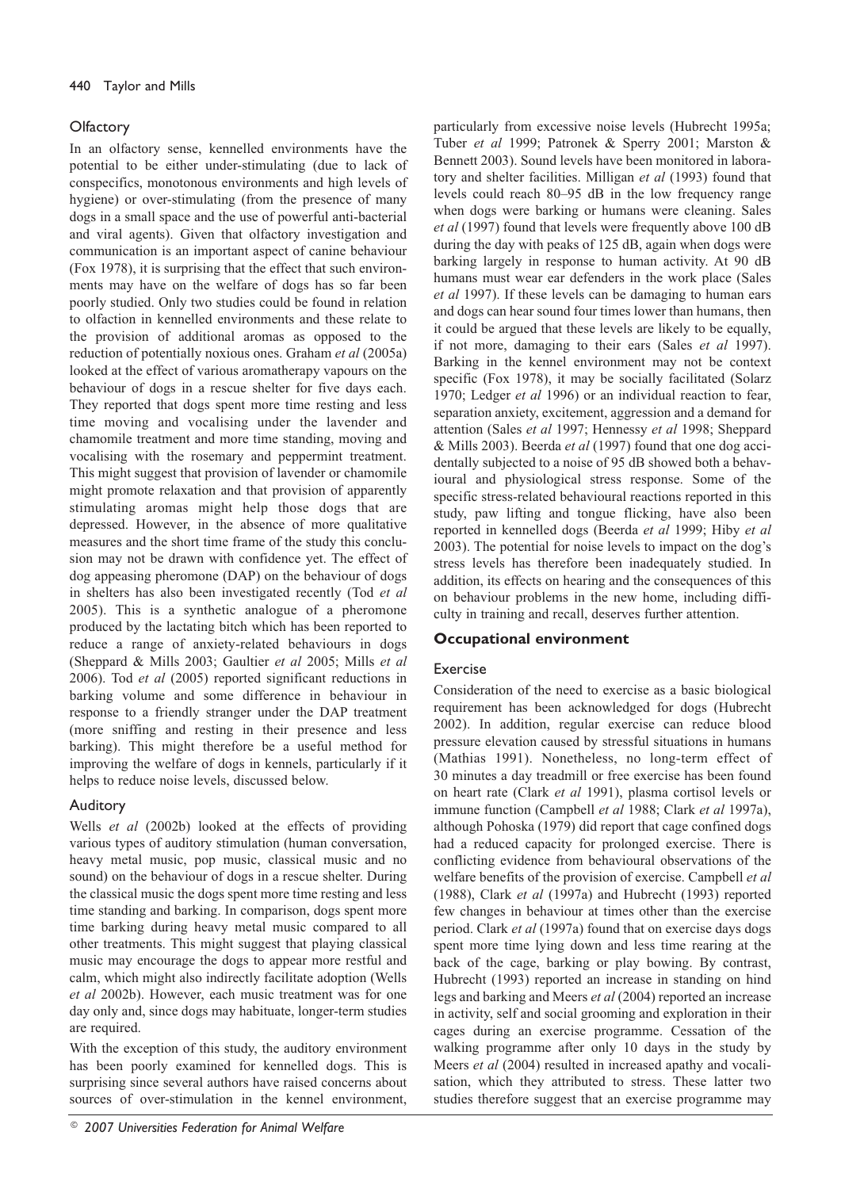### Olfactory

In an olfactory sense, kennelled environments have the potential to be either under-stimulating (due to lack of conspecifics, monotonous environments and high levels of hygiene) or over-stimulating (from the presence of many dogs in a small space and the use of powerful anti-bacterial and viral agents). Given that olfactory investigation and communication is an important aspect of canine behaviour (Fox 1978), it is surprising that the effect that such environments may have on the welfare of dogs has so far been poorly studied. Only two studies could be found in relation to olfaction in kennelled environments and these relate to the provision of additional aromas as opposed to the reduction of potentially noxious ones. Graham *et al* (2005a) looked at the effect of various aromatherapy vapours on the behaviour of dogs in a rescue shelter for five days each. They reported that dogs spent more time resting and less time moving and vocalising under the lavender and chamomile treatment and more time standing, moving and vocalising with the rosemary and peppermint treatment. This might suggest that provision of lavender or chamomile might promote relaxation and that provision of apparently stimulating aromas might help those dogs that are depressed. However, in the absence of more qualitative measures and the short time frame of the study this conclusion may not be drawn with confidence yet. The effect of dog appeasing pheromone (DAP) on the behaviour of dogs in shelters has also been investigated recently (Tod *et al* 2005). This is a synthetic analogue of a pheromone produced by the lactating bitch which has been reported to reduce a range of anxiety-related behaviours in dogs (Sheppard & Mills 2003; Gaultier *et al* 2005; Mills *et al* 2006). Tod *et al* (2005) reported significant reductions in barking volume and some difference in behaviour in response to a friendly stranger under the DAP treatment (more sniffing and resting in their presence and less barking). This might therefore be a useful method for improving the welfare of dogs in kennels, particularly if it helps to reduce noise levels, discussed below.

### Auditory

Wells *et al* (2002b) looked at the effects of providing various types of auditory stimulation (human conversation, heavy metal music, pop music, classical music and no sound) on the behaviour of dogs in a rescue shelter. During the classical music the dogs spent more time resting and less time standing and barking. In comparison, dogs spent more time barking during heavy metal music compared to all other treatments. This might suggest that playing classical music may encourage the dogs to appear more restful and calm, which might also indirectly facilitate adoption (Wells *et al* 2002b). However, each music treatment was for one day only and, since dogs may habituate, longer-term studies are required.

With the exception of this study, the auditory environment has been poorly examined for kennelled dogs. This is surprising since several authors have raised concerns about sources of over-stimulation in the kennel environment, particularly from excessive noise levels (Hubrecht 1995a; Tuber *et al* 1999; Patronek & Sperry 2001; Marston & Bennett 2003). Sound levels have been monitored in laboratory and shelter facilities. Milligan *et al* (1993) found that levels could reach 80–95 dB in the low frequency range when dogs were barking or humans were cleaning. Sales *et al* (1997) found that levels were frequently above 100 dB during the day with peaks of 125 dB, again when dogs were barking largely in response to human activity. At 90 dB humans must wear ear defenders in the work place (Sales *et al* 1997). If these levels can be damaging to human ears and dogs can hear sound four times lower than humans, then it could be argued that these levels are likely to be equally, if not more, damaging to their ears (Sales *et al* 1997). Barking in the kennel environment may not be context specific (Fox 1978), it may be socially facilitated (Solarz 1970; Ledger *et al* 1996) or an individual reaction to fear, separation anxiety, excitement, aggression and a demand for attention (Sales *et al* 1997; Hennessy *et al* 1998; Sheppard & Mills 2003). Beerda *et al* (1997) found that one dog accidentally subjected to a noise of 95 dB showed both a behavioural and physiological stress response. Some of the specific stress-related behavioural reactions reported in this study, paw lifting and tongue flicking, have also been reported in kennelled dogs (Beerda *et al* 1999; Hiby *et al* 2003). The potential for noise levels to impact on the dog's stress levels has therefore been inadequately studied. In addition, its effects on hearing and the consequences of this on behaviour problems in the new home, including difficulty in training and recall, deserves further attention.

## Occupational environment

### Exercise

Consideration of the need to exercise as a basic biological requirement has been acknowledged for dogs (Hubrecht 2002). In addition, regular exercise can reduce blood pressure elevation caused by stressful situations in humans (Mathias 1991). Nonetheless, no long-term effect of 30 minutes a day treadmill or free exercise has been found on heart rate (Clark *et al* 1991), plasma cortisol levels or immune function (Campbell *et al* 1988; Clark *et al* 1997a), although Pohoska (1979) did report that cage confined dogs had a reduced capacity for prolonged exercise. There is conflicting evidence from behavioural observations of the welfare benefits of the provision of exercise. Campbell *et al* (1988), Clark *et al* (1997a) and Hubrecht (1993) reported few changes in behaviour at times other than the exercise period. Clark *et al* (1997a) found that on exercise days dogs spent more time lying down and less time rearing at the back of the cage, barking or play bowing. By contrast, Hubrecht (1993) reported an increase in standing on hind legs and barking and Meers *et al* (2004) reported an increase in activity, self and social grooming and exploration in their cages during an exercise programme. Cessation of the walking programme after only 10 days in the study by Meers *et al* (2004) resulted in increased apathy and vocalisation, which they attributed to stress. These latter two studies therefore suggest that an exercise programme may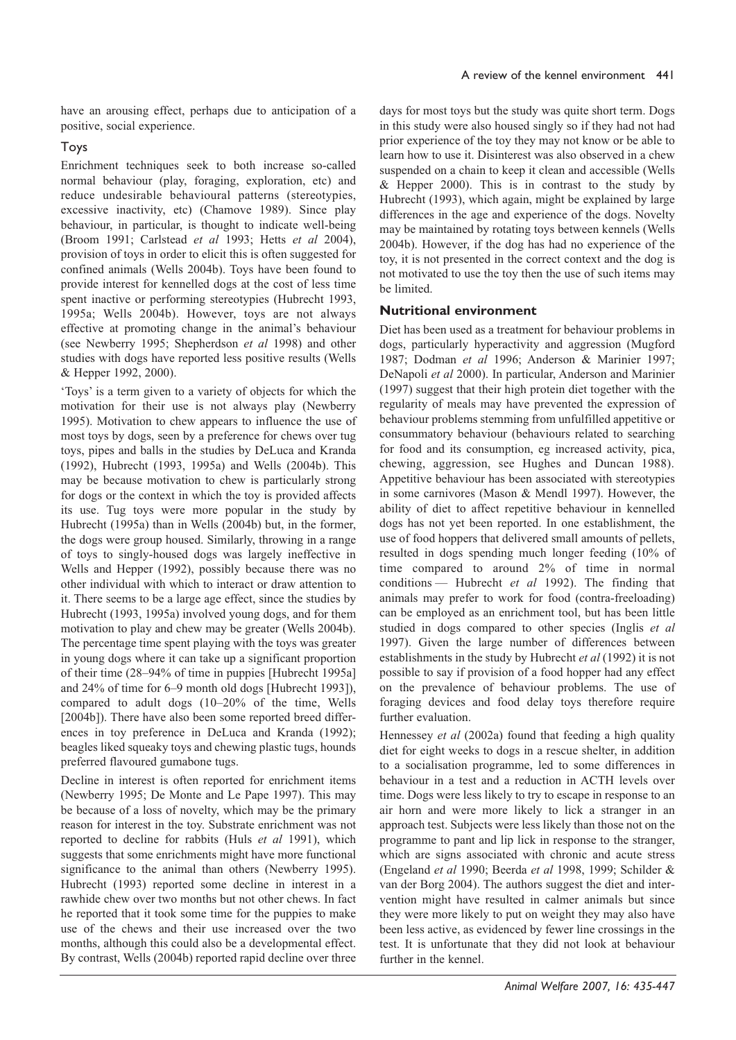have an arousing effect, perhaps due to anticipation of a positive, social experience.

### Toys

Enrichment techniques seek to both increase so-called normal behaviour (play, foraging, exploration, etc) and reduce undesirable behavioural patterns (stereotypies, excessive inactivity, etc) (Chamove 1989). Since play behaviour, in particular, is thought to indicate well-being (Broom 1991; Carlstead *et al* 1993; Hetts *et al* 2004), provision of toys in order to elicit this is often suggested for confined animals (Wells 2004b). Toys have been found to provide interest for kennelled dogs at the cost of less time spent inactive or performing stereotypies (Hubrecht 1993, 1995a; Wells 2004b). However, toys are not always effective at promoting change in the animal's behaviour (see Newberry 1995; Shepherdson *et al* 1998) and other studies with dogs have reported less positive results (Wells & Hepper 1992, 2000).

'Toys' is a term given to a variety of objects for which the motivation for their use is not always play (Newberry 1995). Motivation to chew appears to influence the use of most toys by dogs, seen by a preference for chews over tug toys, pipes and balls in the studies by DeLuca and Kranda (1992), Hubrecht (1993, 1995a) and Wells (2004b). This may be because motivation to chew is particularly strong for dogs or the context in which the toy is provided affects its use. Tug toys were more popular in the study by Hubrecht (1995a) than in Wells (2004b) but, in the former, the dogs were group housed. Similarly, throwing in a range of toys to singly-housed dogs was largely ineffective in Wells and Hepper (1992), possibly because there was no other individual with which to interact or draw attention to it. There seems to be a large age effect, since the studies by Hubrecht (1993, 1995a) involved young dogs, and for them motivation to play and chew may be greater (Wells 2004b). The percentage time spent playing with the toys was greater in young dogs where it can take up a significant proportion of their time (28–94% of time in puppies [Hubrecht 1995a] and 24% of time for 6–9 month old dogs [Hubrecht 1993]), compared to adult dogs (10–20% of the time, Wells [2004b]). There have also been some reported breed differences in toy preference in DeLuca and Kranda (1992); beagles liked squeaky toys and chewing plastic tugs, hounds preferred flavoured gumabone tugs.

Decline in interest is often reported for enrichment items (Newberry 1995; De Monte and Le Pape 1997). This may be because of a loss of novelty, which may be the primary reason for interest in the toy. Substrate enrichment was not reported to decline for rabbits (Huls *et al* 1991), which suggests that some enrichments might have more functional significance to the animal than others (Newberry 1995). Hubrecht (1993) reported some decline in interest in a rawhide chew over two months but not other chews. In fact he reported that it took some time for the puppies to make use of the chews and their use increased over the two months, although this could also be a developmental effect. By contrast, Wells (2004b) reported rapid decline over three days for most toys but the study was quite short term. Dogs in this study were also housed singly so if they had not had prior experience of the toy they may not know or be able to learn how to use it. Disinterest was also observed in a chew suspended on a chain to keep it clean and accessible (Wells & Hepper 2000). This is in contrast to the study by Hubrecht (1993), which again, might be explained by large differences in the age and experience of the dogs. Novelty may be maintained by rotating toys between kennels (Wells 2004b). However, if the dog has had no experience of the toy, it is not presented in the correct context and the dog is not motivated to use the toy then the use of such items may be limited.

## Nutritional environment

Diet has been used as a treatment for behaviour problems in dogs, particularly hyperactivity and aggression (Mugford 1987; Dodman *et al* 1996; Anderson & Marinier 1997; DeNapoli *et al* 2000). In particular, Anderson and Marinier (1997) suggest that their high protein diet together with the regularity of meals may have prevented the expression of behaviour problems stemming from unfulfilled appetitive or consummatory behaviour (behaviours related to searching for food and its consumption, eg increased activity, pica, chewing, aggression, see Hughes and Duncan 1988). Appetitive behaviour has been associated with stereotypies in some carnivores (Mason & Mendl 1997). However, the ability of diet to affect repetitive behaviour in kennelled dogs has not yet been reported. In one establishment, the use of food hoppers that delivered small amounts of pellets, resulted in dogs spending much longer feeding (10% of time compared to around 2% of time in normal conditions — Hubrecht *et al* 1992). The finding that animals may prefer to work for food (contra-freeloading) can be employed as an enrichment tool, but has been little studied in dogs compared to other species (Inglis *et al* 1997). Given the large number of differences between establishments in the study by Hubrecht *et al* (1992) it is not possible to say if provision of a food hopper had any effect on the prevalence of behaviour problems. The use of foraging devices and food delay toys therefore require further evaluation.

Hennessey *et al* (2002a) found that feeding a high quality diet for eight weeks to dogs in a rescue shelter, in addition to a socialisation programme, led to some differences in behaviour in a test and a reduction in ACTH levels over time. Dogs were less likely to try to escape in response to an air horn and were more likely to lick a stranger in an approach test. Subjects were less likely than those not on the programme to pant and lip lick in response to the stranger, which are signs associated with chronic and acute stress (Engeland *et al* 1990; Beerda *et al* 1998, 1999; Schilder & van der Borg 2004). The authors suggest the diet and intervention might have resulted in calmer animals but since they were more likely to put on weight they may also have been less active, as evidenced by fewer line crossings in the test. It is unfortunate that they did not look at behaviour further in the kennel.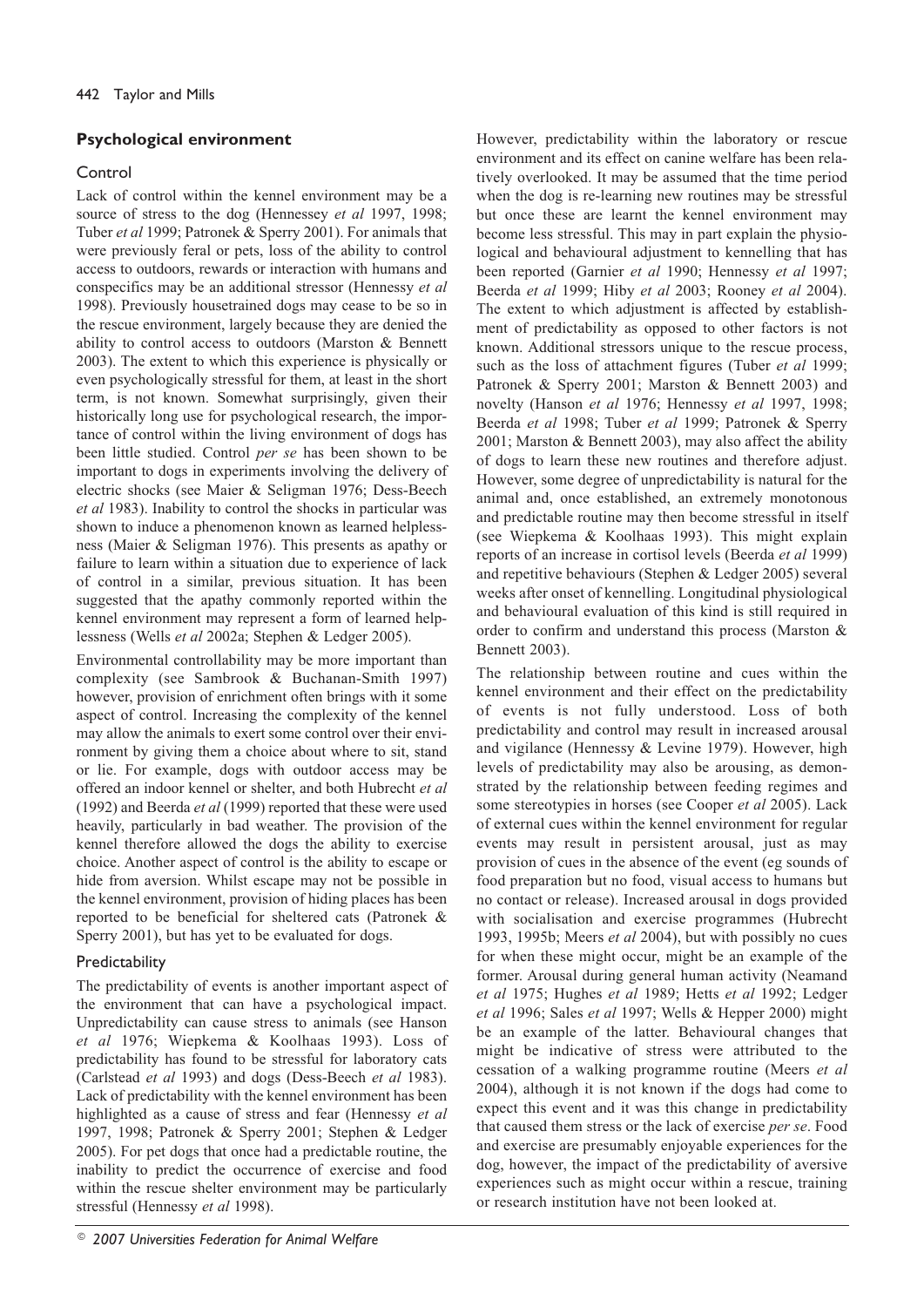## Psychological environment

### Control

Lack of control within the kennel environment may be a source of stress to the dog (Hennessey *et al* 1997, 1998; Tuber *et al* 1999; Patronek & Sperry 2001). For animals that were previously feral or pets, loss of the ability to control access to outdoors, rewards or interaction with humans and conspecifics may be an additional stressor (Hennessy *et al* 1998). Previously housetrained dogs may cease to be so in the rescue environment, largely because they are denied the ability to control access to outdoors (Marston & Bennett 2003). The extent to which this experience is physically or even psychologically stressful for them, at least in the short term, is not known. Somewhat surprisingly, given their historically long use for psychological research, the importance of control within the living environment of dogs has been little studied. Control *per se* has been shown to be important to dogs in experiments involving the delivery of electric shocks (see Maier & Seligman 1976; Dess-Beech *et al* 1983). Inability to control the shocks in particular was shown to induce a phenomenon known as learned helplessness (Maier & Seligman 1976). This presents as apathy or failure to learn within a situation due to experience of lack of control in a similar, previous situation. It has been suggested that the apathy commonly reported within the kennel environment may represent a form of learned helplessness (Wells *et al* 2002a; Stephen & Ledger 2005).

Environmental controllability may be more important than complexity (see Sambrook & Buchanan-Smith 1997) however, provision of enrichment often brings with it some aspect of control. Increasing the complexity of the kennel may allow the animals to exert some control over their environment by giving them a choice about where to sit, stand or lie. For example, dogs with outdoor access may be offered an indoor kennel or shelter, and both Hubrecht *et al* (1992) and Beerda *et al* (1999) reported that these were used heavily, particularly in bad weather. The provision of the kennel therefore allowed the dogs the ability to exercise choice. Another aspect of control is the ability to escape or hide from aversion. Whilst escape may not be possible in the kennel environment, provision of hiding places has been reported to be beneficial for sheltered cats (Patronek & Sperry 2001), but has yet to be evaluated for dogs.

### Predictability

The predictability of events is another important aspect of the environment that can have a psychological impact. Unpredictability can cause stress to animals (see Hanson *et al* 1976; Wiepkema & Koolhaas 1993). Loss of predictability has found to be stressful for laboratory cats (Carlstead *et al* 1993) and dogs (Dess-Beech *et al* 1983). Lack of predictability with the kennel environment has been highlighted as a cause of stress and fear (Hennessy *et al* 1997, 1998; Patronek & Sperry 2001; Stephen & Ledger 2005). For pet dogs that once had a predictable routine, the inability to predict the occurrence of exercise and food within the rescue shelter environment may be particularly stressful (Hennessy *et al* 1998).

However, predictability within the laboratory or rescue environment and its effect on canine welfare has been relatively overlooked. It may be assumed that the time period when the dog is re-learning new routines may be stressful but once these are learnt the kennel environment may become less stressful. This may in part explain the physiological and behavioural adjustment to kennelling that has been reported (Garnier *et al* 1990; Hennessy *et al* 1997; Beerda *et al* 1999; Hiby *et al* 2003; Rooney *et al* 2004). The extent to which adjustment is affected by establishment of predictability as opposed to other factors is not known. Additional stressors unique to the rescue process, such as the loss of attachment figures (Tuber *et al* 1999; Patronek & Sperry 2001; Marston & Bennett 2003) and novelty (Hanson *et al* 1976; Hennessy *et al* 1997, 1998; Beerda *et al* 1998; Tuber *et al* 1999; Patronek & Sperry 2001; Marston & Bennett 2003), may also affect the ability of dogs to learn these new routines and therefore adjust. However, some degree of unpredictability is natural for the animal and, once established, an extremely monotonous and predictable routine may then become stressful in itself (see Wiepkema & Koolhaas 1993). This might explain reports of an increase in cortisol levels (Beerda *et al* 1999) and repetitive behaviours (Stephen & Ledger 2005) several weeks after onset of kennelling. Longitudinal physiological and behavioural evaluation of this kind is still required in order to confirm and understand this process (Marston & Bennett 2003).

The relationship between routine and cues within the kennel environment and their effect on the predictability of events is not fully understood. Loss of both predictability and control may result in increased arousal and vigilance (Hennessy & Levine 1979). However, high levels of predictability may also be arousing, as demonstrated by the relationship between feeding regimes and some stereotypies in horses (see Cooper *et al* 2005). Lack of external cues within the kennel environment for regular events may result in persistent arousal, just as may provision of cues in the absence of the event (eg sounds of food preparation but no food, visual access to humans but no contact or release). Increased arousal in dogs provided with socialisation and exercise programmes (Hubrecht 1993, 1995b; Meers *et al* 2004), but with possibly no cues for when these might occur, might be an example of the former. Arousal during general human activity (Neamand *et al* 1975; Hughes *et al* 1989; Hetts *et al* 1992; Ledger *et al* 1996; Sales *et al* 1997; Wells & Hepper 2000) might be an example of the latter. Behavioural changes that might be indicative of stress were attributed to the cessation of a walking programme routine (Meers *et al* 2004), although it is not known if the dogs had come to expect this event and it was this change in predictability that caused them stress or the lack of exercise *per se*. Food and exercise are presumably enjoyable experiences for the dog, however, the impact of the predictability of aversive experiences such as might occur within a rescue, training or research institution have not been looked at.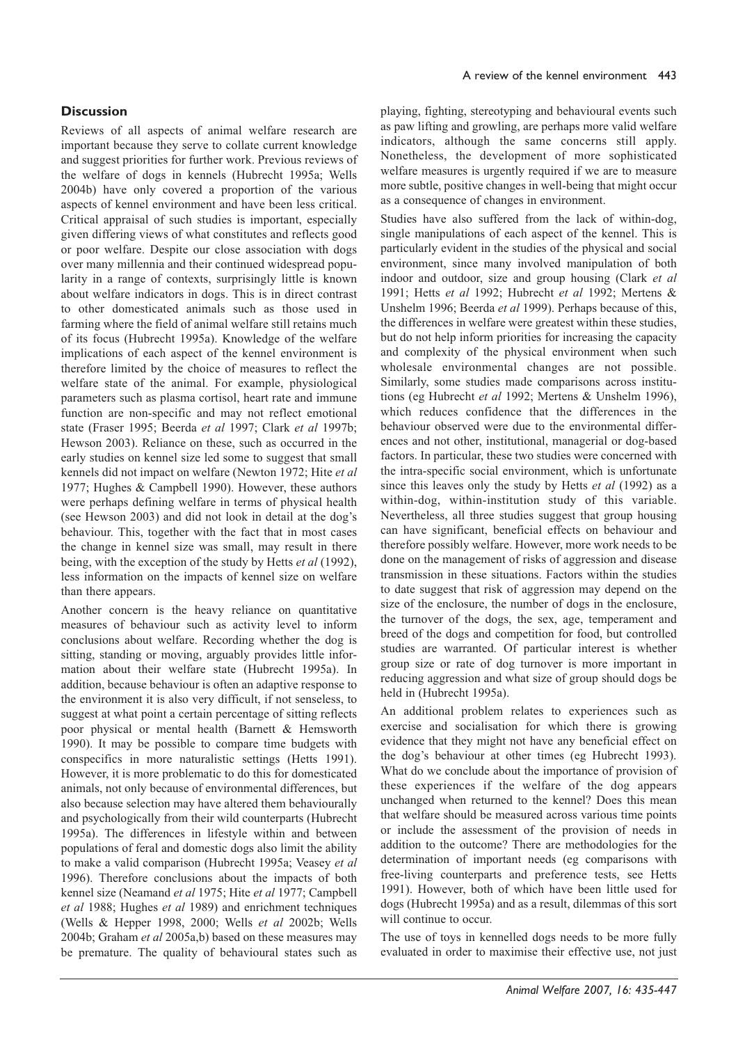## Discussion

Reviews of all aspects of animal welfare research are important because they serve to collate current knowledge and suggest priorities for further work. Previous reviews of the welfare of dogs in kennels (Hubrecht 1995a; Wells 2004b) have only covered a proportion of the various aspects of kennel environment and have been less critical. Critical appraisal of such studies is important, especially given differing views of what constitutes and reflects good or poor welfare. Despite our close association with dogs over many millennia and their continued widespread popularity in a range of contexts, surprisingly little is known about welfare indicators in dogs. This is in direct contrast to other domesticated animals such as those used in farming where the field of animal welfare still retains much of its focus (Hubrecht 1995a). Knowledge of the welfare implications of each aspect of the kennel environment is therefore limited by the choice of measures to reflect the welfare state of the animal. For example, physiological parameters such as plasma cortisol, heart rate and immune function are non-specific and may not reflect emotional state (Fraser 1995; Beerda *et al* 1997; Clark *et al* 1997b; Hewson 2003). Reliance on these, such as occurred in the early studies on kennel size led some to suggest that small kennels did not impact on welfare (Newton 1972; Hite *et al* 1977; Hughes & Campbell 1990). However, these authors were perhaps defining welfare in terms of physical health (see Hewson 2003) and did not look in detail at the dog's behaviour. This, together with the fact that in most cases the change in kennel size was small, may result in there being, with the exception of the study by Hetts *et al* (1992), less information on the impacts of kennel size on welfare than there appears.

Another concern is the heavy reliance on quantitative measures of behaviour such as activity level to inform conclusions about welfare. Recording whether the dog is sitting, standing or moving, arguably provides little information about their welfare state (Hubrecht 1995a). In addition, because behaviour is often an adaptive response to the environment it is also very difficult, if not senseless, to suggest at what point a certain percentage of sitting reflects poor physical or mental health (Barnett & Hemsworth 1990). It may be possible to compare time budgets with conspecifics in more naturalistic settings (Hetts 1991). However, it is more problematic to do this for domesticated animals, not only because of environmental differences, but also because selection may have altered them behaviourally and psychologically from their wild counterparts (Hubrecht 1995a). The differences in lifestyle within and between populations of feral and domestic dogs also limit the ability to make a valid comparison (Hubrecht 1995a; Veasey *et al* 1996). Therefore conclusions about the impacts of both kennel size (Neamand *et al* 1975; Hite *et al* 1977; Campbell *et al* 1988; Hughes *et al* 1989) and enrichment techniques (Wells & Hepper 1998, 2000; Wells *et al* 2002b; Wells 2004b; Graham *et al* 2005a,b) based on these measures may be premature. The quality of behavioural states such as playing, fighting, stereotyping and behavioural events such as paw lifting and growling, are perhaps more valid welfare indicators, although the same concerns still apply. Nonetheless, the development of more sophisticated welfare measures is urgently required if we are to measure more subtle, positive changes in well-being that might occur as a consequence of changes in environment.

Studies have also suffered from the lack of within-dog, single manipulations of each aspect of the kennel. This is particularly evident in the studies of the physical and social environment, since many involved manipulation of both indoor and outdoor, size and group housing (Clark *et al* 1991; Hetts *et al* 1992; Hubrecht *et al* 1992; Mertens & Unshelm 1996; Beerda *et al* 1999). Perhaps because of this, the differences in welfare were greatest within these studies, but do not help inform priorities for increasing the capacity and complexity of the physical environment when such wholesale environmental changes are not possible. Similarly, some studies made comparisons across institutions (eg Hubrecht *et al* 1992; Mertens & Unshelm 1996), which reduces confidence that the differences in the behaviour observed were due to the environmental differences and not other, institutional, managerial or dog-based factors. In particular, these two studies were concerned with the intra-specific social environment, which is unfortunate since this leaves only the study by Hetts *et al* (1992) as a within-dog, within-institution study of this variable. Nevertheless, all three studies suggest that group housing can have significant, beneficial effects on behaviour and therefore possibly welfare. However, more work needs to be done on the management of risks of aggression and disease transmission in these situations. Factors within the studies to date suggest that risk of aggression may depend on the size of the enclosure, the number of dogs in the enclosure, the turnover of the dogs, the sex, age, temperament and breed of the dogs and competition for food, but controlled studies are warranted. Of particular interest is whether group size or rate of dog turnover is more important in reducing aggression and what size of group should dogs be held in (Hubrecht 1995a).

An additional problem relates to experiences such as exercise and socialisation for which there is growing evidence that they might not have any beneficial effect on the dog's behaviour at other times (eg Hubrecht 1993). What do we conclude about the importance of provision of these experiences if the welfare of the dog appears unchanged when returned to the kennel? Does this mean that welfare should be measured across various time points or include the assessment of the provision of needs in addition to the outcome? There are methodologies for the determination of important needs (eg comparisons with free-living counterparts and preference tests, see Hetts 1991). However, both of which have been little used for dogs (Hubrecht 1995a) and as a result, dilemmas of this sort will continue to occur.

The use of toys in kennelled dogs needs to be more fully evaluated in order to maximise their effective use, not just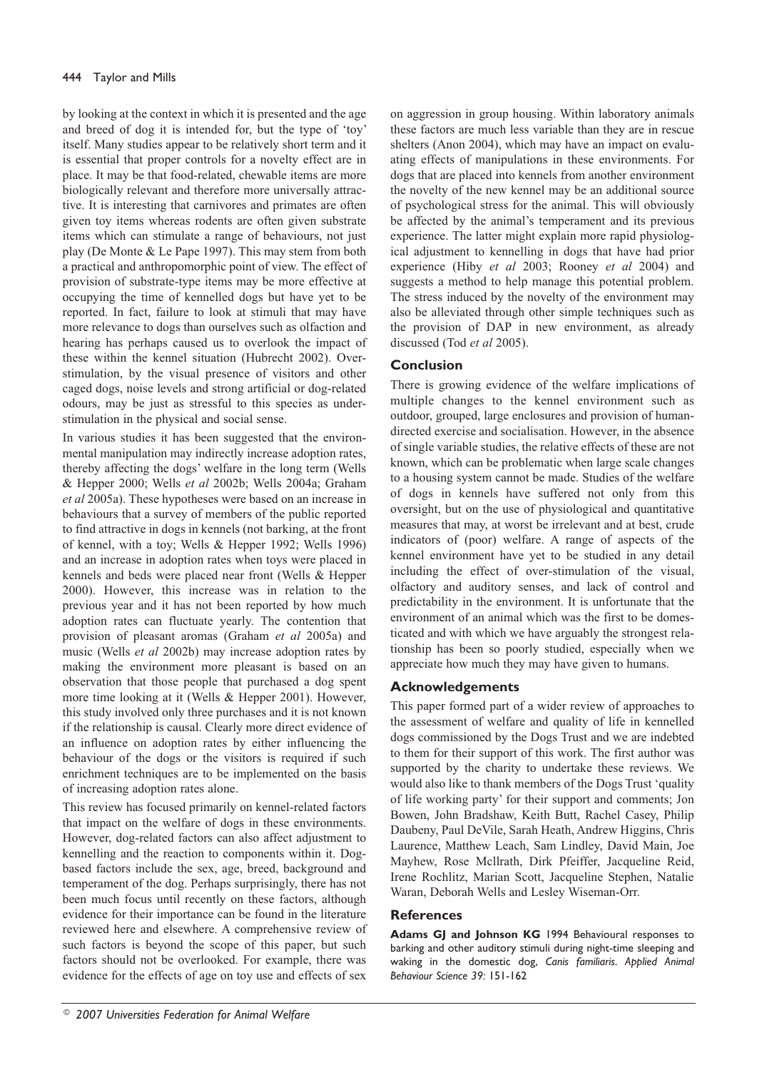by looking at the context in which it is presented and the age and breed of dog it is intended for, but the type of 'toy' itself. Many studies appear to be relatively short term and it is essential that proper controls for a novelty effect are in place. It may be that food-related, chewable items are more biologically relevant and therefore more universally attractive. It is interesting that carnivores and primates are often given toy items whereas rodents are often given substrate items which can stimulate a range of behaviours, not just play (De Monte & Le Pape 1997). This may stem from both a practical and anthropomorphic point of view. The effect of provision of substrate-type items may be more effective at occupying the time of kennelled dogs but have yet to be reported. In fact, failure to look at stimuli that may have more relevance to dogs than ourselves such as olfaction and hearing has perhaps caused us to overlook the impact of these within the kennel situation (Hubrecht 2002). Overstimulation, by the visual presence of visitors and other caged dogs, noise levels and strong artificial or dog-related odours, may be just as stressful to this species as understimulation in the physical and social sense.

In various studies it has been suggested that the environmental manipulation may indirectly increase adoption rates, thereby affecting the dogs' welfare in the long term (Wells & Hepper 2000; Wells *et al* 2002b; Wells 2004a; Graham *et al* 2005a). These hypotheses were based on an increase in behaviours that a survey of members of the public reported to find attractive in dogs in kennels (not barking, at the front of kennel, with a toy; Wells & Hepper 1992; Wells 1996) and an increase in adoption rates when toys were placed in kennels and beds were placed near front (Wells & Hepper 2000). However, this increase was in relation to the previous year and it has not been reported by how much adoption rates can fluctuate yearly. The contention that provision of pleasant aromas (Graham *et al* 2005a) and music (Wells *et al* 2002b) may increase adoption rates by making the environment more pleasant is based on an observation that those people that purchased a dog spent more time looking at it (Wells & Hepper 2001). However, this study involved only three purchases and it is not known if the relationship is causal. Clearly more direct evidence of an influence on adoption rates by either influencing the behaviour of the dogs or the visitors is required if such enrichment techniques are to be implemented on the basis of increasing adoption rates alone.

This review has focused primarily on kennel-related factors that impact on the welfare of dogs in these environments. However, dog-related factors can also affect adjustment to kennelling and the reaction to components within it. Dog-based factors include the sex, age, breed, background and temperament of the dog. Perhaps surprisingly, there has not been much focus until recently on these factors, although evidence for their importance can be found in the literature reviewed here and elsewhere. A comprehensive review of such factors is beyond the scope of this paper, but such factors should not be overlooked. For example, there was evidence for the effects of age on toy use and effects of sex on aggression in group housing. Within laboratory animals these factors are much less variable than they are in rescue shelters (Anon 2004), which may have an impact on evaluating effects of manipulations in these environments. For dogs that are placed into kennels from another environment the novelty of the new kennel may be an additional source of psychological stress for the animal. This will obviously be affected by the animal's temperament and its previous experience. The latter might explain more rapid physiological adjustment to kennelling in dogs that have had prior experience (Hiby *et al* 2003; Rooney *et al* 2004) and suggests a method to help manage this potential problem. The stress induced by the novelty of the environment may also be alleviated through other simple techniques such as the provision of DAP in new environment, as already discussed (Tod *et al* 2005).

## Conclusion

There is growing evidence of the welfare implications of multiple changes to the kennel environment such as outdoor, grouped, large enclosures and provision of human-directed exercise and socialisation. However, in the absence of single variable studies, the relative effects of these are not known, which can be problematic when large scale changes to a housing system cannot be made. Studies of the welfare of dogs in kennels have suffered not only from this oversight, but on the use of physiological and quantitative measures that may, at worst be irrelevant and at best, crude indicators of (poor) welfare. A range of aspects of the kennel environment have yet to be studied in any detail including the effect of over-stimulation of the visual, olfactory and auditory senses, and lack of control and predictability in the environment. It is unfortunate that the environment of an animal which was the first to be domesticated and with which we have arguably the strongest relationship has been so poorly studied, especially when we appreciate how much they may have given to humans.

## Acknowledgements

This paper formed part of a wider review of approaches to the assessment of welfare and quality of life in kennelled dogs commissioned by the Dogs Trust and we are indebted to them for their support of this work. The first author was supported by the charity to undertake these reviews. We would also like to thank members of the Dogs Trust 'quality of life working party' for their support and comments; Jon Bowen, John Bradshaw, Keith Butt, Rachel Casey, Philip Daubeny, Paul DeVile, Sarah Heath, Andrew Higgins, Chris Laurence, Matthew Leach, Sam Lindley, David Main, Joe Mayhew, Rose McIlrath, Dirk Pfeiffer, Jacqueline Reid, Irene Rochlitz, Marian Scott, Jacqueline Stephen, Natalie Waran, Deborah Wells and Lesley Wiseman-Orr.

## References

**Adams GJ and Johnson KG** 1994 Behavioural responses to barking and other auditory stimuli during night-time sleeping and waking in the domestic dog, *Canis familiaris*. *Applied Animal Behaviour Science 39*: 151-162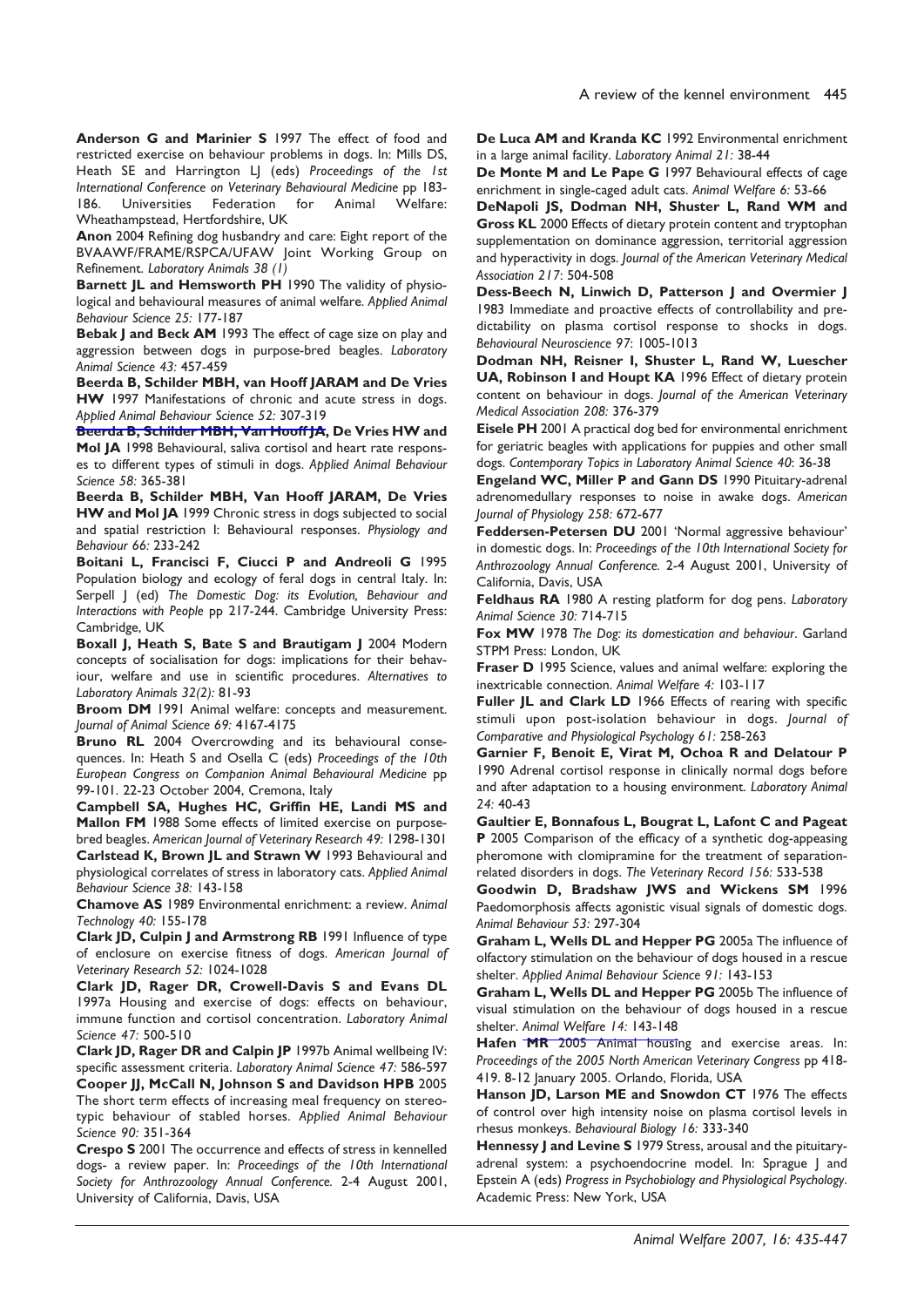**Anderson G and Marinier S** 1997 The effect of food and restricted exercise on behaviour problems in dogs. In: Mills DS, Heath SE and Harrington LJ (eds) *Proceedings of the 1st International Conference on Veterinary Behavioural Medicine* pp 183-186. Universities Federation for Animal Welfare: Wheathampstead, Hertfordshire, UK

**Anon** 2004 Refining dog husbandry and care: Eight report of the BVAAWF/FRAME/RSPCA/UFAW Joint Working Group on Refinement. *Laboratory Animals 38 (1)*

**Barnett JL and Hemsworth PH** 1990 The validity of physiological and behavioural measures of animal welfare. *Applied Animal Behaviour Science 25:* 177-187

**Bebak J and Beck AM** 1993 The effect of cage size on play and aggression between dogs in purpose-bred beagles. *Laboratory Animal Science 43:* 457-459

**Beerda B, Schilder MBH, van Hooff JARAM and De Vries HW** 1997 Manifestations of chronic and acute stress in dogs. *Applied Animal Behaviour Science 52:* 307-319

**Beerda B, Schilder MBH, Van Hooff JA, De Vries HW and Mol JA** 1998 Behavioural, saliva cortisol and heart rate responses to different types of stimuli in dogs. *Applied Animal Behaviour Science 58:* 365-381

**Beerda B, Schilder MBH, Van Hooff JARAM, De Vries HW and Mol JA** 1999 Chronic stress in dogs subjected to social and spatial restriction I: Behavioural responses. *Physiology and Behaviour 66:* 233-242

**Boitani L, Francisci F, Ciucci P and Andreoli G** 1995 Population biology and ecology of feral dogs in central Italy. In: Serpell J (ed) *The Domestic Dog: its Evolution, Behaviour and Interactions with People* pp 217-244. Cambridge University Press: Cambridge, UK

**Boxall J, Heath S, Bate S and Brautigam J** 2004 Modern concepts of socialisation for dogs: implications for their behaviour, welfare and use in scientific procedures. *Alternatives to Laboratory Animals 32(2):* 81-93

**Broom DM** 1991 Animal welfare: concepts and measurement. *Journal of Animal Science 69:* 4167-4175

**Bruno RL** 2004 Overcrowding and its behavioural consequences. In: Heath S and Osella C (eds) *Proceedings of the 10th European Congress on Companion Animal Behavioural Medicine* pp 99-101. 22-23 October 2004, Cremona, Italy

**Campbell SA, Hughes HC, Griffin HE, Landi MS and Mallon FM** 1988 Some effects of limited exercise on purpose-bred beagles. *American Journal of Veterinary Research 49:* 1298-1301

**Carlstead K, Brown JL and Strawn W** 1993 Behavioural and physiological correlates of stress in laboratory cats. *Applied Animal Behaviour Science 38:* 143-158

**Chamove AS** 1989 Environmental enrichment: a review. *Animal Technology 40:* 155-178

**Clark JD, Culpin J and Armstrong RB** 1991 Influence of type of enclosure on exercise fitness of dogs. *American Journal of Veterinary Research 52:* 1024-1028

**Clark JD, Rager DR, Crowell-Davis S and Evans DL** 1997a Housing and exercise of dogs: effects on behaviour, immune function and cortisol concentration. *Laboratory Animal Science 47:* 500-510

**Clark JD, Rager DR and Calpin JP** 1997b Animal wellbeing IV: specific assessment criteria. *Laboratory Animal Science 47:* 586-597

**Cooper JJ, McCall N, Johnson S and Davidson HPB** 2005 The short term effects of increasing meal frequency on stereotypic behaviour of stabled horses. *Applied Animal Behaviour Science 90:* 351-364

**Crespo S** 2001 The occurrence and effects of stress in kennelled dogs- a review paper. In: *Proceedings of the 10th International Society for Anthrozoology Annual Conference.* 2-4 August 2001, University of California, Davis, USA

**De Luca AM and Kranda KC** 1992 Environmental enrichment in a large animal facility. *Laboratory Animal 21:* 38-44

**De Monte M and Le Pape G** 1997 Behavioural effects of cage enrichment in single-caged adult cats. *Animal Welfare 6:* 53-66

**DeNapoli JS, Dodman NH, Shuster L, Rand WM and Gross KL** 2000 Effects of dietary protein content and tryptophan supplementation on dominance aggression, territorial aggression and hyperactivity in dogs. *Journal of the American Veterinary Medical Association 217:* 504-508

**Dess-Beech N, Linwich D, Patterson J and Overmier J** 1983 Immediate and proactive effects of controllability and predictability on plasma cortisol response to shocks in dogs. *Behavioural Neuroscience 97:* 1005-1013

**Dodman NH, Reisner I, Shuster L, Rand W, Luescher UA, Robinson I and Houpt KA** 1996 Effect of dietary protein content on behaviour in dogs. *Journal of the American Veterinary Medical Association 208:* 376-379

**Eisele PH** 2001 A practical dog bed for environmental enrichment for geriatric beagles with applications for puppies and other small dogs. *Contemporary Topics in Laboratory Animal Science 40*: 36-38

**Engeland WC, Miller P and Gann DS** 1990 Pituitary-adrenal adrenomedullary responses to noise in awake dogs. *American Journal of Physiology 258:* 672-677

**Feddersen-Petersen DU** 2001 'Normal aggressive behaviour' in domestic dogs. In: *Proceedings of the 10th International Society for Anthrozoology Annual Conference.* 2-4 August 2001, University of California, Davis, USA

**Feldhaus RA** 1980 A resting platform for dog pens. *Laboratory Animal Science 30:* 714-715

**Fox MW** 1978 *The Dog: its domestication and behaviour*. Garland STPM Press: London, UK

**Fraser D** 1995 Science, values and animal welfare: exploring the inextricable connection. *Animal Welfare 4:* 103-117

**Fuller JL and Clark LD** 1966 Effects of rearing with specific stimuli upon post-isolation behaviour in dogs. *Journal of Comparative and Physiological Psychology 61:* 258-263

**Garnier F, Benoit E, Virat M, Ochoa R and Delatour P** 1990 Adrenal cortisol response in clinically normal dogs before and after adaptation to a housing environment. *Laboratory Animal 24:* 40-43

**Gaultier E, Bonnafous L, Bougrat L, Lafont C and Pageat P** 2005 Comparison of the efficacy of a synthetic dog-appeasing pheromone with clomipramine for the treatment of separation-related disorders in dogs. *The Veterinary Record 156:* 533-538

**Goodwin D, Bradshaw JWS and Wickens SM** 1996 Paedomorphosis affects agonistic visual signals of domestic dogs. *Animal Behaviour 53:* 297-304

**Graham L, Wells DL and Hepper PG** 2005a The influence of olfactory stimulation on the behaviour of dogs housed in a rescue shelter. *Applied Animal Behaviour Science 91:* 143-153

**Graham L, Wells DL and Hepper PG** 2005b The influence of visual stimulation on the behaviour of dogs housed in a rescue shelter. *Animal Welfare 14:* 143-148

**Hafen MR** 2005 Animal housing and exercise areas. In: *Proceedings of the 2005 North American Veterinary Congress* pp 418-419. 8-12 January 2005. Orlando, Florida, USA

**Hanson JD, Larson ME and Snowdon CT** 1976 The effects of control over high intensity noise on plasma cortisol levels in rhesus monkeys. *Behavioural Biology 16:* 333-340

**Hennessy J and Levine S** 1979 Stress, arousal and the pituitary-adrenal system: a psychoendocrine model. In: Sprague J and Epstein A (eds) *Progress in Psychobiology and Physiological Psychology*. Academic Press: New York, USA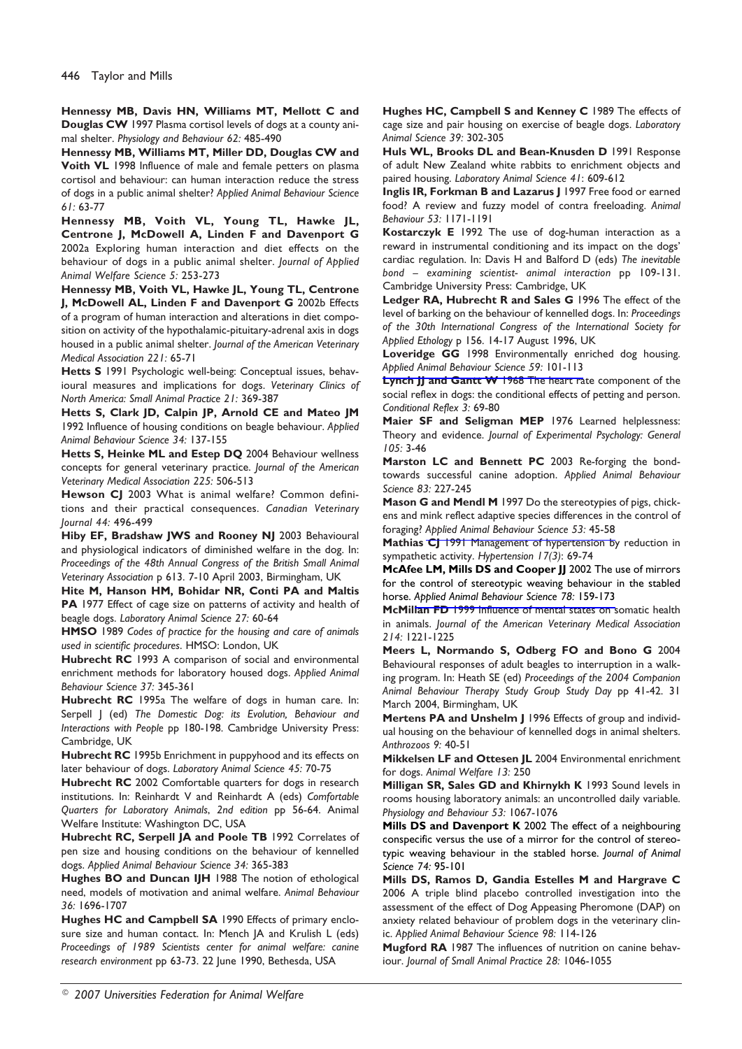**Hennessy MB, Davis HN, Williams MT, Mellott C and Douglas CW** 1997 Plasma cortisol levels of dogs at a county animal shelter. *Physiology and Behaviour 62:* 485-490

**Hennessy MB, Williams MT, Miller DD, Douglas CW and Voith VL** 1998 Influence of male and female petters on plasma cortisol and behaviour: can human interaction reduce the stress of dogs in a public animal shelter? *Applied Animal Behaviour Science 61:* 63-77

**Hennessy MB, Voith VL, Young TL, Hawke JL, Centrone J, McDowell A, Linden F and Davenport G** 2002a Exploring human interaction and diet effects on the behaviour of dogs in a public animal shelter. *Journal of Applied Animal Welfare Science 5:* 253-273

**Hennessy MB, Voith VL, Hawke JL, Young TL, Centrone J, McDowell AL, Linden F and Davenport G** 2002b Effects of a program of human interaction and alterations in diet composition on activity of the hypothalamic-pituitary-adrenal axis in dogs housed in a public animal shelter. *Journal of the American Veterinary Medical Association 221:* 65-71

**Hetts S** 1991 Psychologic well-being: Conceptual issues, behavioural measures and implications for dogs. *Veterinary Clinics of North America: Small Animal Practice 21:* 369-387

**Hetts S, Clark JD, Calpin JP, Arnold CE and Mateo JM** 1992 Influence of housing conditions on beagle behaviour. *Applied Animal Behaviour Science 34:* 137-155

**Hetts S, Heinke ML and Estep DQ** 2004 Behaviour wellness concepts for general veterinary practice. *Journal of the American Veterinary Medical Association 225:* 506-513

**Hewson CJ** 2003 What is animal welfare? Common definitions and their practical consequences. *Canadian Veterinary Journal 44:* 496-499

**Hiby EF, Bradshaw JWS and Rooney NJ** 2003 Behavioural and physiological indicators of diminished welfare in the dog. In: *Proceedings of the 48th Annual Congress of the British Small Animal Veterinary Association* p 613. 7-10 April 2003, Birmingham, UK

**Hite M, Hanson HM, Bohidar NR, Conti PA and Maltis PA** 1977 Effect of cage size on patterns of activity and health of beagle dogs. *Laboratory Animal Science 27:* 60-64

**HMSO** 1989 *Codes of practice for the housing and care of animals used in scientific procedures*. HMSO: London, UK

**Hubrecht RC** 1993 A comparison of social and environmental enrichment methods for laboratory housed dogs. *Applied Animal Behaviour Science 37:* 345-361

**Hubrecht RC** 1995a The welfare of dogs in human care. In: Serpell J (ed) *The Domestic Dog: its Evolution, Behaviour and Interactions with People* pp 180-198. Cambridge University Press: Cambridge, UK

**Hubrecht RC** 1995b Enrichment in puppyhood and its effects on later behaviour of dogs. *Laboratory Animal Science 45:* 70-75

**Hubrecht RC** 2002 Comfortable quarters for dogs in research institutions. In: Reinhardt V and Reinhardt A (eds) *Comfortable Quarters for Laboratory Animals*, *2nd edition* pp 56-64. Animal Welfare Institute: Washington DC, USA

**Hubrecht RC, Serpell JA and Poole TB** 1992 Correlates of pen size and housing conditions on the behaviour of kennelled dogs. *Applied Animal Behaviour Science 34:* 365-383

**Hughes BO and Duncan IJH** 1988 The notion of ethological need, models of motivation and animal welfare. *Animal Behaviour 36:* 1696-1707

**Hughes HC and Campbell SA** 1990 Effects of primary enclosure size and human contact. In: Mench JA and Krulish L (eds) *Proceedings of 1989 Scientists center for animal welfare: canine research environment* pp 63-73. 22 June 1990, Bethesda, USA

**Hughes HC, Campbell S and Kenney C** 1989 The effects of cage size and pair housing on exercise of beagle dogs. *Laboratory Animal Science 39:* 302-305

**Huls WL, Brooks DL and Bean-Knusden D** 1991 Response of adult New Zealand white rabbits to enrichment objects and paired housing. *Laboratory Animal Science 41*: 609-612

**Inglis IR, Forkman B and Lazarus J** 1997 Free food or earned food? A review and fuzzy model of contra freeloading. *Animal Behaviour 53:* 1171-1191

**Kostarczyk E** 1992 The use of dog-human interaction as a reward in instrumental conditioning and its impact on the dogs' cardiac regulation. In: Davis H and Balford D (eds) *The inevitable bond – examining scientist- animal interaction* pp 109-131. Cambridge University Press: Cambridge, UK

**Ledger RA, Hubrecht R and Sales G** 1996 The effect of the level of barking on the behaviour of kennelled dogs. In: *Proceedings of the 30th International Congress of the International Society for Applied Ethology* p 156. 14-17 August 1996, UK

**Loveridge GG** 1998 Environmentally enriched dog housing. *Applied Animal Behaviour Science 59:* 101-113

**Lynch JJ and Gantt W** 1968 The heart rate component of the social reflex in dogs: the conditional effects of petting and person. *Conditional Reflex 3:* 69-80

**Maier SF and Seligman MEP** 1976 Learned helplessness: Theory and evidence. *Journal of Experimental Psychology: General 105:* 3-46

**Marston LC and Bennett PC** 2003 Re-forging the bond-towards successful canine adoption. *Applied Animal Behaviour Science 83:* 227-245

**Mason G and Mendl M** 1997 Do the stereotypies of pigs, chickens and mink reflect adaptive species differences in the control of foraging? *Applied Animal Behaviour Science 53:* 45-58

**Mathias CJ** 1991 Management of hypertension by reduction in sympathetic activity. *Hypertension 17(3)*: 69-74

**McAfee LM, Mills DS and Cooper JJ** 2002 The use of mirrors for the control of stereotypic weaving behaviour in the stabled horse. *Applied Animal Behaviour Science 78:* 159-173

**McMillan FD** 1999 Influence of mental states on somatic health in animals. *Journal of the American Veterinary Medical Association 214:* 1221-1225

**Meers L, Normando S, Odberg FO and Bono G** 2004 Behavioural responses of adult beagles to interruption in a walking program. In: Heath SE (ed) *Proceedings of the 2004 Companion Animal Behaviour Therapy Study Group Study Day* pp 41-42. 31 March 2004, Birmingham, UK

**Mertens PA and Unshelm J** 1996 Effects of group and individual housing on the behaviour of kennelled dogs in animal shelters. *Anthrozoos 9:* 40-51

**Mikkelsen LF and Ottesen JL** 2004 Environmental enrichment for dogs. *Animal Welfare 13:* 250

**Milligan SR, Sales GD and Khirnykh K** 1993 Sound levels in rooms housing laboratory animals: an uncontrolled daily variable. *Physiology and Behaviour 53:* 1067-1076

**Mills DS and Davenport K** 2002 The effect of a neighbouring conspecific versus the use of a mirror for the control of stereotypic weaving behaviour in the stabled horse. *Journal of Animal Science 74:* 95-101

**Mills DS, Ramos D, Gandia Estelles M and Hargrave C** 2006 A triple blind placebo controlled investigation into the assessment of the effect of Dog Appeasing Pheromone (DAP) on anxiety related behaviour of problem dogs in the veterinary clinic. *Applied Animal Behaviour Science 98:* 114-126

**Mugford RA** 1987 The influences of nutrition on canine behaviour. *Journal of Small Animal Practice 28:* 1046-1055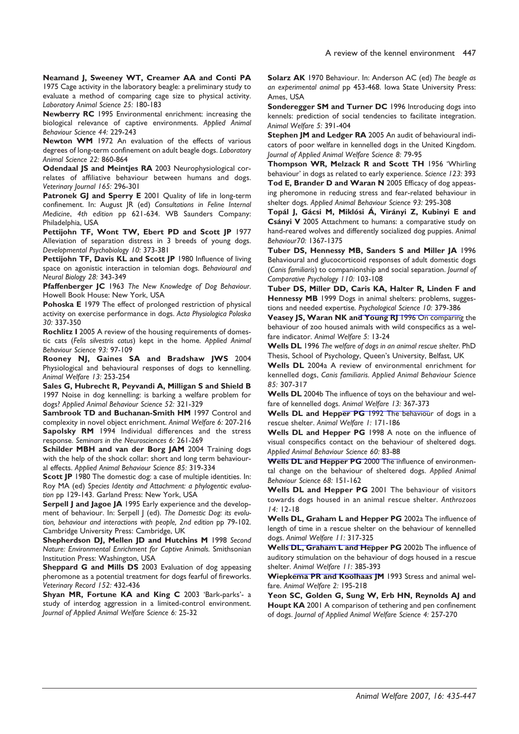**Neamand J, Sweeney WT, Creamer AA and Conti PA** 1975 Cage activity in the laboratory beagle: a preliminary study to evaluate a method of comparing cage size to physical activity. *Laboratory Animal Science 25:* 180-183

**Newberry RC** 1995 Environmental enrichment: increasing the biological relevance of captive environments. *Applied Animal Behaviour Science 44:* 229-243

**Newton WM** 1972 An evaluation of the effects of various degrees of long-term confinement on adult beagle dogs. *Laboratory Animal Science 22:* 860-864

**Odendaal JS and Meintjes RA** 2003 Neurophysiological correlates of affiliative behaviour between humans and dogs. *Veterinary Journal 165:* 296-301

**Patronek GJ and Sperry E** 2001 Quality of life in long-term confinement. In: August JR (ed) *Consultations in Feline Internal Medicine, 4th edition* pp 621-634. WB Saunders Company: Philadelphia, USA

**Pettijohn TF, Wont TW, Ebert PD and Scott JP** 1977 Alleviation of separation distress in 3 breeds of young dogs. *Developmental Psychobiology 10:* 373-381

**Pettijohn TF, Davis KL and Scott JP** 1980 Influence of living space on agonistic interaction in telomian dogs. *Behavioural and Neural Biology 28:* 343-349

**Pfaffenberger JC** 1963 *The New Knowledge of Dog Behaviour*. Howell Book House: New York, USA

**Pohoska E** 1979 The effect of prolonged restriction of physical activity on exercise performance in dogs. *Acta Physiologica Poloska 30:* 337-350

**Rochlitz I** 2005 A review of the housing requirements of domestic cats (*Felis silvestris catus*) kept in the home. *Applied Animal Behaviour Science 93:* 97-109

**Rooney NJ, Gaines SA and Bradshaw JWS** 2004 Physiological and behavioural responses of dogs to kennelling. *Animal Welfare 13:* 253-254

**Sales G, Hubrecht R, Peyvandi A, Milligan S and Shield B** 1997 Noise in dog kennelling: is barking a welfare problem for dogs? *Applied Animal Behaviour Science 52:* 321-329

**Sambrook TD and Buchanan-Smith HM** 1997 Control and complexity in novel object enrichment. *Animal Welfare 6:* 207-216

**Sapolsky RM** 1994 Individual differences and the stress response. *Seminars in the Neurosciences 6:* 261-269

**Schilder MBH and van der Borg JAM** 2004 Training dogs with the help of the shock collar: short and long term behavioural effects. *Applied Animal Behaviour Science 85:* 319-334

**Scott JP** 1980 The domestic dog: a case of multiple identities. In: Roy MA (ed) *Species Identity and Attachment: a phylogentic evaluation* pp 129-143. Garland Press: New York, USA

**Serpell J and Jagoe JA** 1995 Early experience and the development of behaviour. In: Serpell J (ed). *The Domestic Dog: its evolution, behaviour and interactions with people, 2nd edition* pp 79-102. Cambridge University Press: Cambridge, UK

**Shepherdson DJ, Mellen JD and Hutchins M** 1998 *Second Nature: Environmental Enrichment for Captive Animals.* Smithsonian Institution Press: Washington, USA

**Sheppard G and Mills DS** 2003 Evaluation of dog appeasing pheromone as a potential treatment for dogs fearful of fireworks. *Veterinary Record 152:* 432-436

**Shyan MR, Fortune KA and King C** 2003 'Bark-parks'- a study of interdog aggression in a limited-control environment. *Journal of Applied Animal Welfare Science 6:* 25-32

**Solarz AK** 1970 Behaviour. In: Anderson AC (ed) *The beagle as an experimental animal* pp 453-468. Iowa State University Press: Ames, USA

**Sonderegger SM and Turner DC** 1996 Introducing dogs into kennels: prediction of social tendencies to facilitate integration. *Animal Welfare 5:* 391-404

**Stephen JM and Ledger RA** 2005 An audit of behavioural indicators of poor welfare in kennelled dogs in the United Kingdom. *Journal of Applied Animal Welfare Science 8:* 79-95

**Thompson WR, Melzack R and Scott TH** 1956 'Whirling behaviour' in dogs as related to early experience. *Science 123:* 393

**Tod E, Brander D and Waran N** 2005 Efficacy of dog appeasing pheromone in reducing stress and fear-related behaviour in shelter dogs. *Applied Animal Behaviour Science 93:* 295-308

**Topál J, Gácsi M, Miklósi Á, Virányi Z, Kubinyi E and Csányi V** 2005 Attachment to humans: a comparative study on hand-reared wolves and differently socialized dog puppies. *Animal Behaviour70:* 1367-1375

**Tuber DS, Hennessy MB, Sanders S and Miller JA** 1996 Behavioural and glucocorticoid responses of adult domestic dogs (*Canis familiaris*) to companionship and social separation. *Journal of Comparative Psychology 110:* 103-108

**Tuber DS, Miller DD, Caris KA, Halter R, Linden F and Hennessy MB** 1999 Dogs in animal shelters: problems, suggestions and needed expertise. *Psychological Science 10:* 379-386

**Veasey JS, Waran NK and Young RJ** 1996 On comparing the behaviour of zoo housed animals with wild conspecifics as a welfare indicator. *Animal Welfare 5:* 13-24

**Wells DL** 1996 *The welfare of dogs in an animal rescue shelter*. PhD Thesis, School of Psychology, Queen's University, Belfast, UK

**Wells DL** 2004a A review of environmental enrichment for kennelled dogs, *Canis familiaris*. *Applied Animal Behaviour Science 85:* 307-317

**Wells DL** 2004b The influence of toys on the behaviour and welfare of kennelled dogs. *Animal Welfare 13:* 367-373

**Wells DL and Hepper PG** 1992 The behaviour of dogs in a rescue shelter. *Animal Welfare 1:* 171-186

**Wells DL and Hepper PG** 1998 A note on the influence of visual conspecifics contact on the behaviour of sheltered dogs. *Applied Animal Behaviour Science 60:* 83-88

**Wells DL and Hepper PG** 2000 The influence of environmental change on the behaviour of sheltered dogs. *Applied Animal Behaviour Science 68:* 151-162

**Wells DL and Hepper PG** 2001 The behaviour of visitors towards dogs housed in an animal rescue shelter. *Anthrozoos 14:* 12-18

**Wells DL, Graham L and Hepper PG** 2002a The influence of length of time in a rescue shelter on the behaviour of kennelled dogs. *Animal Welfare 11:* 317-325

**Wells DL, Graham L and Hepper PG** 2002b The influence of auditory stimulation on the behaviour of dogs housed in a rescue shelter. *Animal Welfare 11:* 385-393

**Wiepkema PR and Koolhaas JM** 1993 Stress and animal welfare. *Animal Welfare 2:* 195-218

**Yeon SC, Golden G, Sung W, Erb HN, Reynolds AJ and Houpt KA** 2001 A comparison of tethering and pen confinement of dogs. *Journal of Applied Animal Welfare Science 4:* 257-270